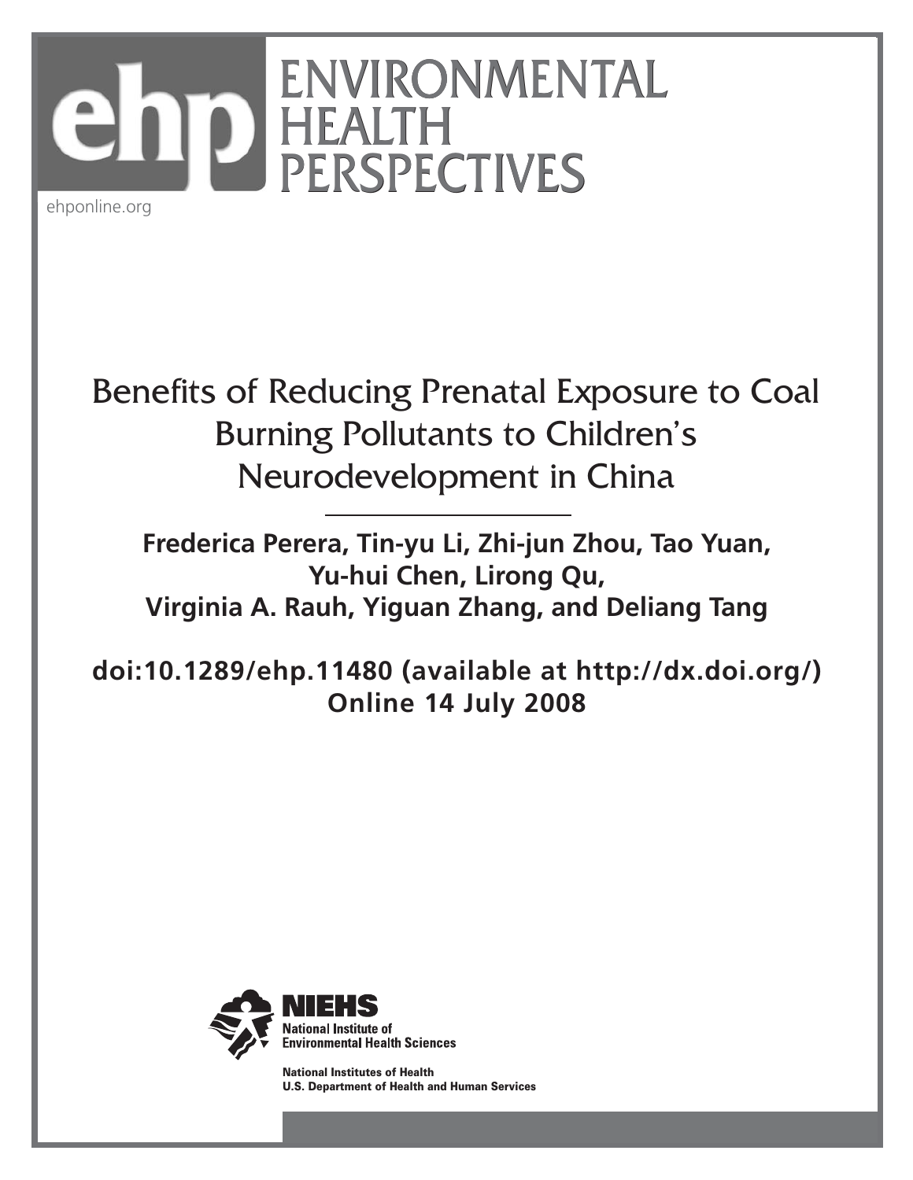ENVIRONMENTAL HEALTH PERSPECTIVES

ehponline.org

# Benefits of Reducing Prenatal Exposure to Coal Burning Pollutants to Children's Neurodevelopment in China

**Frederica Perera, Tin-yu Li, Zhi-jun Zhou, Tao Yuan, Yu-hui Chen, Lirong Qu, Virginia A. Rauh, Yiguan Zhang, and Deliang Tang**

**doi:10.1289/ehp.11480 (available at http://dx.doi.org/) Online 14 July 2008**

NIEHS
National Institute of Environmental Health Sciences

National Institutes of Health
U.S. Department of Health and Human Services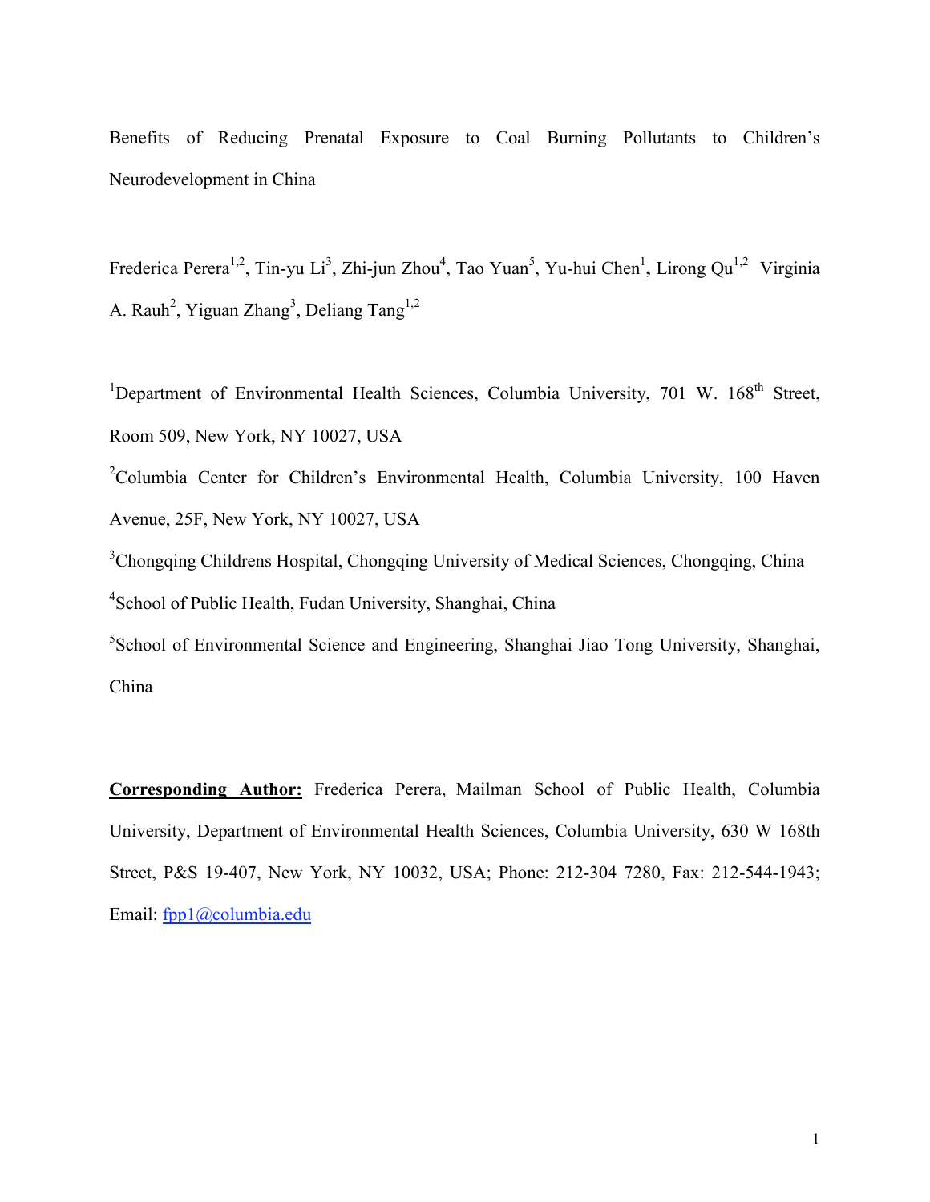# Benefits of Reducing Prenatal Exposure to Coal Burning Pollutants to Children's Neurodevelopment in China

Frederica Perera[1,2], Tin-yu Li[3], Zhi-jun Zhou[4], Tao Yuan[5], Yu-hui Chen[1], Lirong Qu[1,2] Virginia A. Rauh[2], Yiguan Zhang[3], Deliang Tang[1,2]

[1]Department of Environmental Health Sciences, Columbia University, 701 W. 168th Street, Room 509, New York, NY 10027, USA

[2]Columbia Center for Children's Environmental Health, Columbia University, 100 Haven Avenue, 25F, New York, NY 10027, USA

[3]Chongqing Childrens Hospital, Chongqing University of Medical Sciences, Chongqing, China

[4]School of Public Health, Fudan University, Shanghai, China

[5]School of Environmental Science and Engineering, Shanghai Jiao Tong University, Shanghai, China

**Corresponding Author:** Frederica Perera, Mailman School of Public Health, Columbia University, Department of Environmental Health Sciences, Columbia University, 630 W 168th Street, P&S 19-407, New York, NY 10032, USA; Phone: 212-304 7280, Fax: 212-544-1943; Email: fpp1@columbia.edu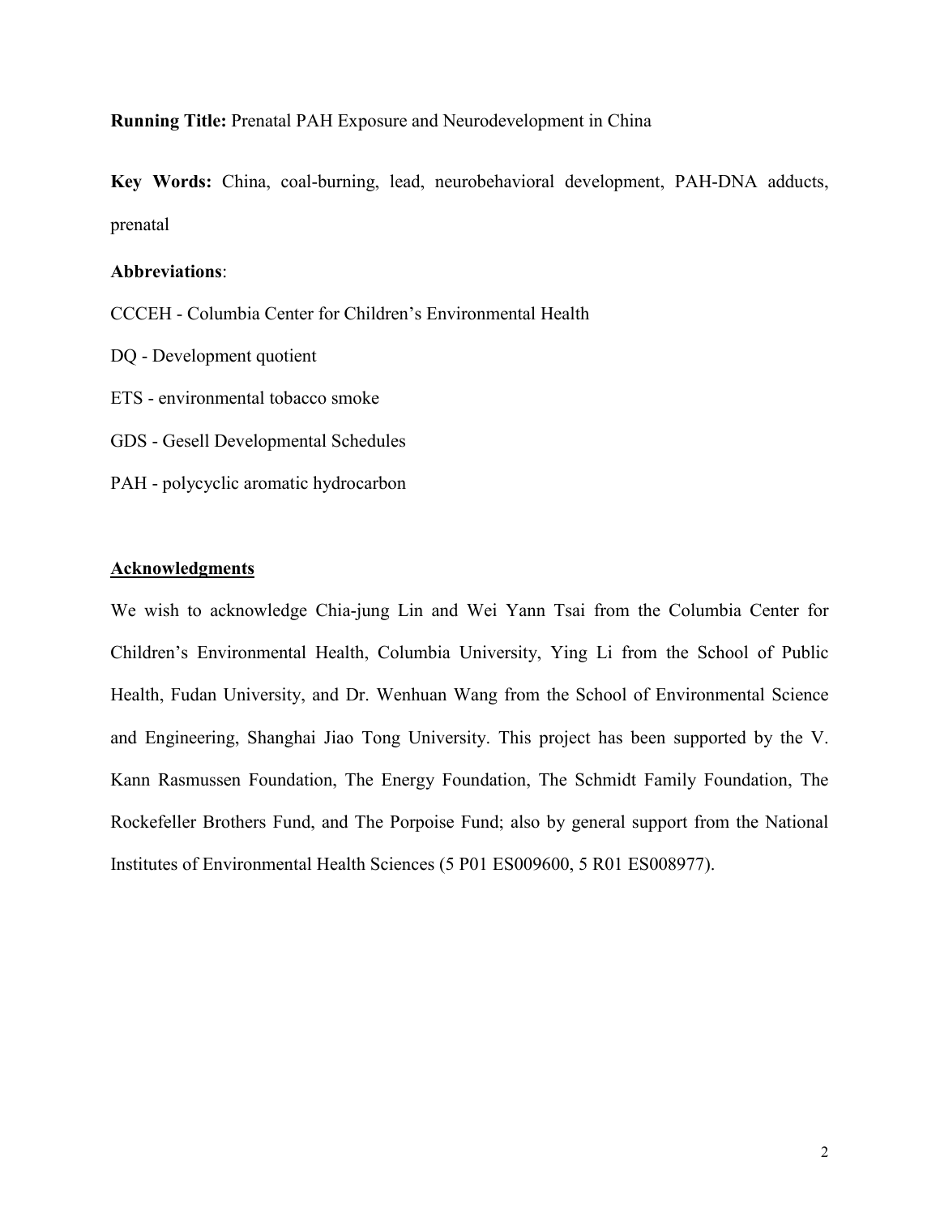**Running Title:** Prenatal PAH Exposure and Neurodevelopment in China

**Key Words:** China, coal-burning, lead, neurobehavioral development, PAH-DNA adducts, prenatal

**Abbreviations**:

CCCEH - Columbia Center for Children's Environmental Health

DQ - Development quotient

ETS - environmental tobacco smoke

GDS - Gesell Developmental Schedules

PAH - polycyclic aromatic hydrocarbon

## Acknowledgments

We wish to acknowledge Chia-jung Lin and Wei Yann Tsai from the Columbia Center for Children's Environmental Health, Columbia University, Ying Li from the School of Public Health, Fudan University, and Dr. Wenhuan Wang from the School of Environmental Science and Engineering, Shanghai Jiao Tong University. This project has been supported by the V. Kann Rasmussen Foundation, The Energy Foundation, The Schmidt Family Foundation, The Rockefeller Brothers Fund, and The Porpoise Fund; also by general support from the National Institutes of Environmental Health Sciences (5 P01 ES009600, 5 R01 ES008977).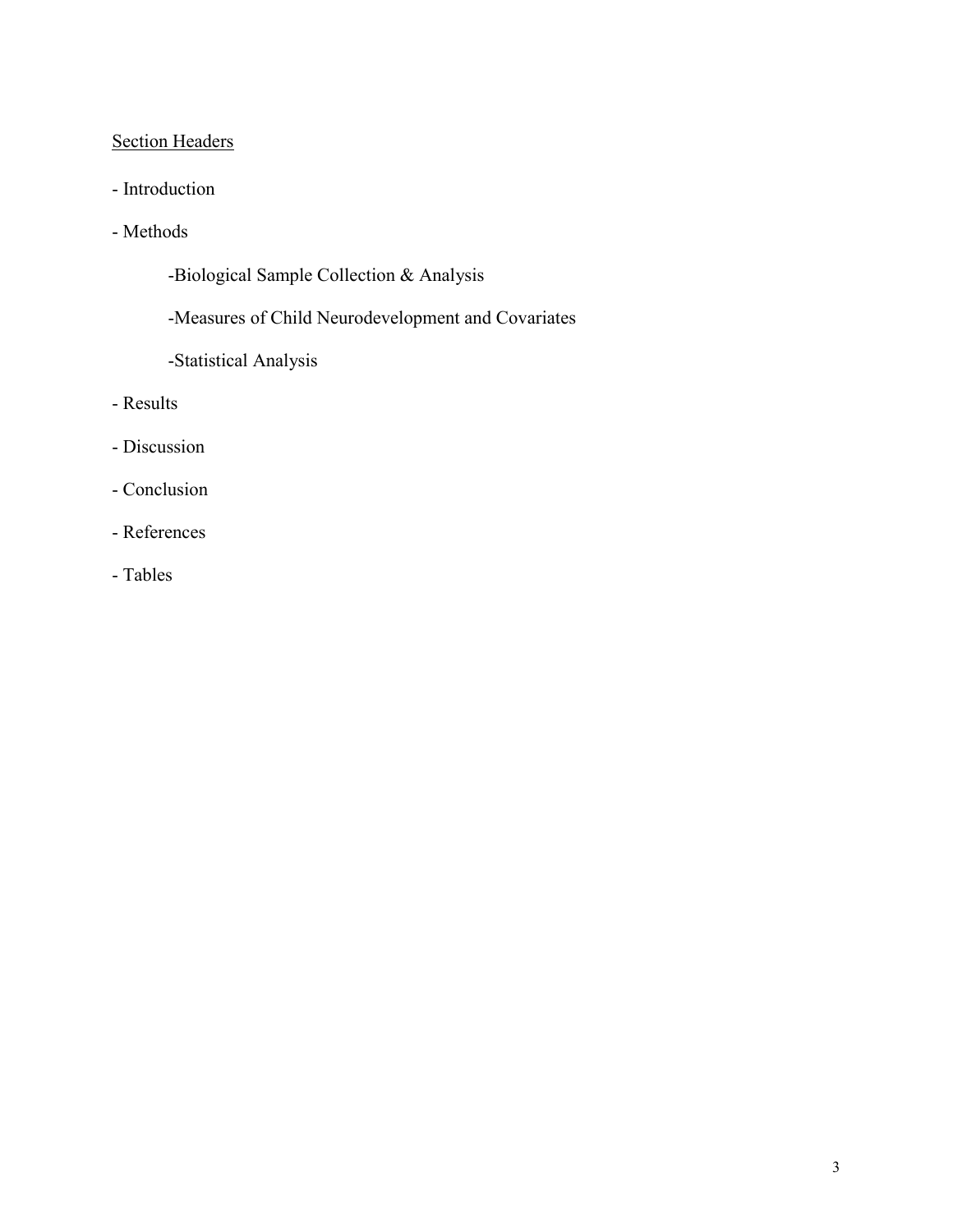Section Headers

- Introduction
- Methods
    - Biological Sample Collection & Analysis
    - Measures of Child Neurodevelopment and Covariates
    - Statistical Analysis
- Results
- Discussion
- Conclusion
- References
- Tables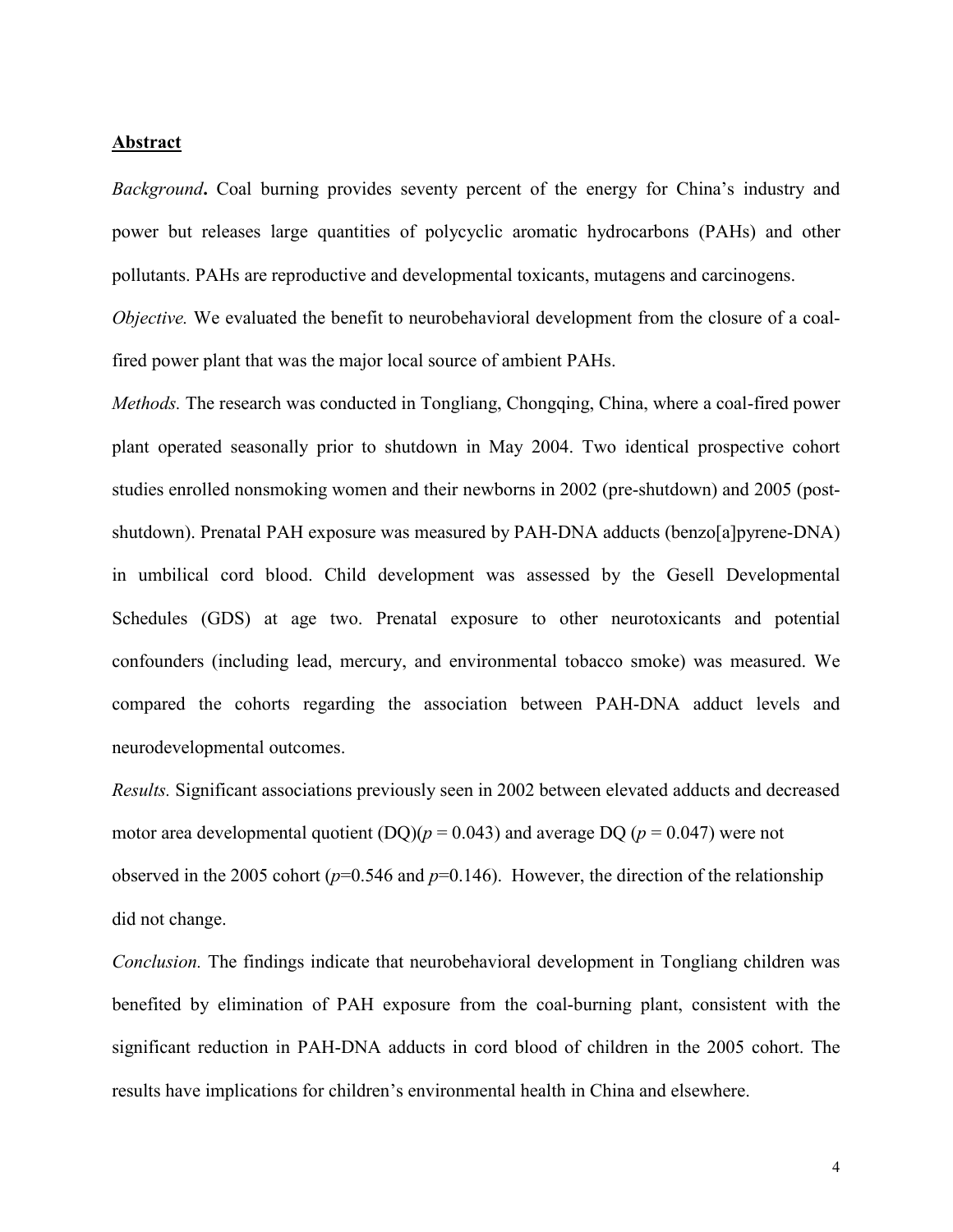## Abstract

*Background***.** Coal burning provides seventy percent of the energy for China's industry and power but releases large quantities of polycyclic aromatic hydrocarbons (PAHs) and other pollutants. PAHs are reproductive and developmental toxicants, mutagens and carcinogens.

*Objective.* We evaluated the benefit to neurobehavioral development from the closure of a coal-fired power plant that was the major local source of ambient PAHs.

*Methods.* The research was conducted in Tongliang, Chongqing, China, where a coal-fired power plant operated seasonally prior to shutdown in May 2004. Two identical prospective cohort studies enrolled nonsmoking women and their newborns in 2002 (pre-shutdown) and 2005 (post-shutdown). Prenatal PAH exposure was measured by PAH-DNA adducts (benzo[a]pyrene-DNA) in umbilical cord blood. Child development was assessed by the Gesell Developmental Schedules (GDS) at age two. Prenatal exposure to other neurotoxicants and potential confounders (including lead, mercury, and environmental tobacco smoke) was measured. We compared the cohorts regarding the association between PAH-DNA adduct levels and neurodevelopmental outcomes.

*Results.* Significant associations previously seen in 2002 between elevated adducts and decreased motor area developmental quotient (DQ)($p = 0.043$) and average DQ ($p = 0.047$) were not observed in the 2005 cohort ($p=0.546$ and $p=0.146$). However, the direction of the relationship did not change.

*Conclusion.* The findings indicate that neurobehavioral development in Tongliang children was benefited by elimination of PAH exposure from the coal-burning plant, consistent with the significant reduction in PAH-DNA adducts in cord blood of children in the 2005 cohort. The results have implications for children's environmental health in China and elsewhere.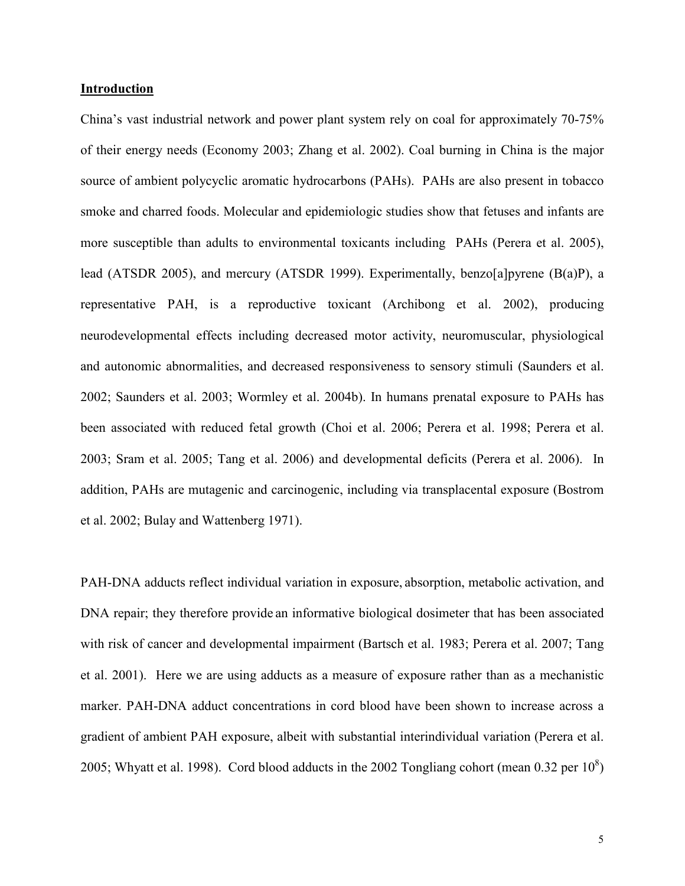## Introduction

China's vast industrial network and power plant system rely on coal for approximately 70-75% of their energy needs (Economy 2003; Zhang et al. 2002). Coal burning in China is the major source of ambient polycyclic aromatic hydrocarbons (PAHs). PAHs are also present in tobacco smoke and charred foods. Molecular and epidemiologic studies show that fetuses and infants are more susceptible than adults to environmental toxicants including PAHs (Perera et al. 2005), lead (ATSDR 2005), and mercury (ATSDR 1999). Experimentally, benzo[a]pyrene (B(a)P), a representative PAH, is a reproductive toxicant (Archibong et al. 2002), producing neurodevelopmental effects including decreased motor activity, neuromuscular, physiological and autonomic abnormalities, and decreased responsiveness to sensory stimuli (Saunders et al. 2002; Saunders et al. 2003; Wormley et al. 2004b). In humans prenatal exposure to PAHs has been associated with reduced fetal growth (Choi et al. 2006; Perera et al. 1998; Perera et al. 2003; Sram et al. 2005; Tang et al. 2006) and developmental deficits (Perera et al. 2006). In addition, PAHs are mutagenic and carcinogenic, including via transplacental exposure (Bostrom et al. 2002; Bulay and Wattenberg 1971).

PAH-DNA adducts reflect individual variation in exposure, absorption, metabolic activation, and DNA repair; they therefore provide an informative biological dosimeter that has been associated with risk of cancer and developmental impairment (Bartsch et al. 1983; Perera et al. 2007; Tang et al. 2001). Here we are using adducts as a measure of exposure rather than as a mechanistic marker. PAH-DNA adduct concentrations in cord blood have been shown to increase across a gradient of ambient PAH exposure, albeit with substantial interindividual variation (Perera et al. 2005; Whyatt et al. 1998). Cord blood adducts in the 2002 Tongliang cohort (mean 0.32 per $10^8$)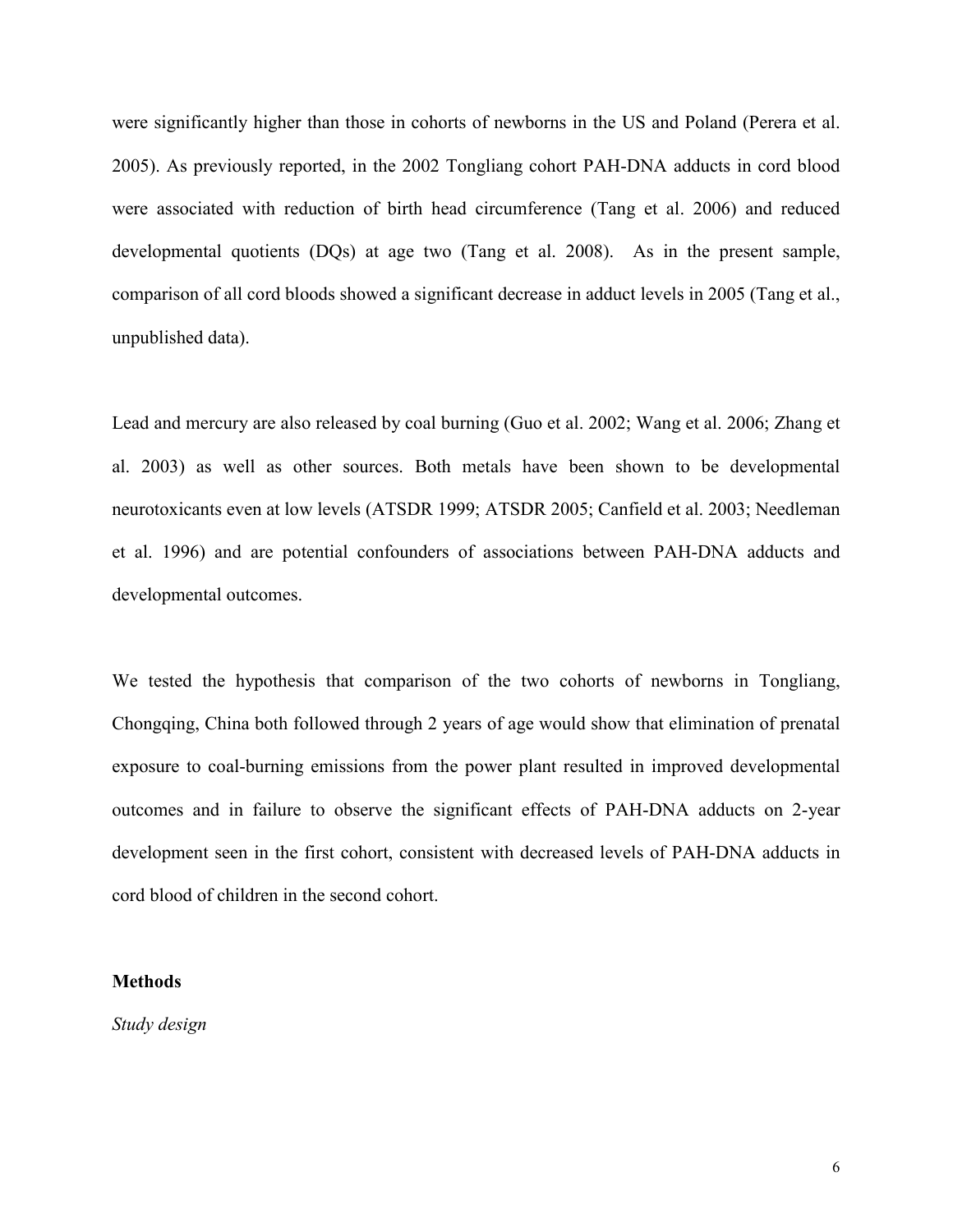were significantly higher than those in cohorts of newborns in the US and Poland (Perera et al. 2005). As previously reported, in the 2002 Tongliang cohort PAH-DNA adducts in cord blood were associated with reduction of birth head circumference (Tang et al. 2006) and reduced developmental quotients (DQs) at age two (Tang et al. 2008). As in the present sample, comparison of all cord bloods showed a significant decrease in adduct levels in 2005 (Tang et al., unpublished data).

Lead and mercury are also released by coal burning (Guo et al. 2002; Wang et al. 2006; Zhang et al. 2003) as well as other sources. Both metals have been shown to be developmental neurotoxicants even at low levels (ATSDR 1999; ATSDR 2005; Canfield et al. 2003; Needleman et al. 1996) and are potential confounders of associations between PAH-DNA adducts and developmental outcomes.

We tested the hypothesis that comparison of the two cohorts of newborns in Tongliang, Chongqing, China both followed through 2 years of age would show that elimination of prenatal exposure to coal-burning emissions from the power plant resulted in improved developmental outcomes and in failure to observe the significant effects of PAH-DNA adducts on 2-year development seen in the first cohort, consistent with decreased levels of PAH-DNA adducts in cord blood of children in the second cohort.

**Methods**

*Study design*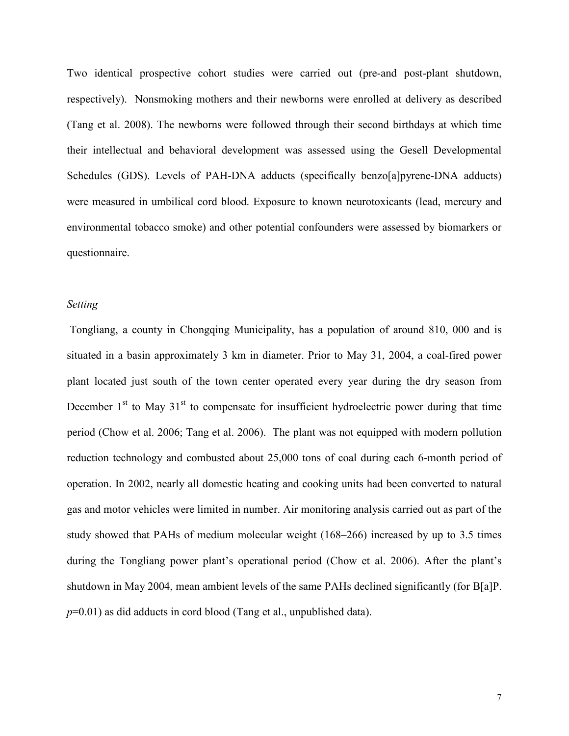Two identical prospective cohort studies were carried out (pre-and post-plant shutdown, respectively). Nonsmoking mothers and their newborns were enrolled at delivery as described (Tang et al. 2008). The newborns were followed through their second birthdays at which time their intellectual and behavioral development was assessed using the Gesell Developmental Schedules (GDS). Levels of PAH-DNA adducts (specifically benzo[a]pyrene-DNA adducts) were measured in umbilical cord blood. Exposure to known neurotoxicants (lead, mercury and environmental tobacco smoke) and other potential confounders were assessed by biomarkers or questionnaire.

*Setting*

Tongliang, a county in Chongqing Municipality, has a population of around 810, 000 and is situated in a basin approximately 3 km in diameter. Prior to May 31, 2004, a coal-fired power plant located just south of the town center operated every year during the dry season from December 1st to May 31st to compensate for insufficient hydroelectric power during that time period (Chow et al. 2006; Tang et al. 2006). The plant was not equipped with modern pollution reduction technology and combusted about 25,000 tons of coal during each 6-month period of operation. In 2002, nearly all domestic heating and cooking units had been converted to natural gas and motor vehicles were limited in number. Air monitoring analysis carried out as part of the study showed that PAHs of medium molecular weight (168–266) increased by up to 3.5 times during the Tongliang power plant's operational period (Chow et al. 2006). After the plant's shutdown in May 2004, mean ambient levels of the same PAHs declined significantly (for B[a]P. $p$=0.01) as did adducts in cord blood (Tang et al., unpublished data).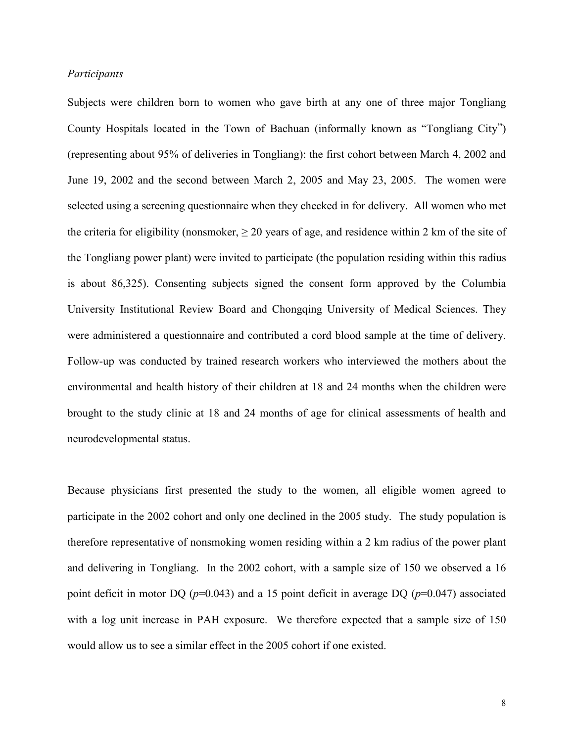*Participants*

Subjects were children born to women who gave birth at any one of three major Tongliang County Hospitals located in the Town of Bachuan (informally known as "Tongliang City") (representing about 95% of deliveries in Tongliang): the first cohort between March 4, 2002 and June 19, 2002 and the second between March 2, 2005 and May 23, 2005. The women were selected using a screening questionnaire when they checked in for delivery. All women who met the criteria for eligibility (nonsmoker, $\geq$ 20 years of age, and residence within 2 km of the site of the Tongliang power plant) were invited to participate (the population residing within this radius is about 86,325). Consenting subjects signed the consent form approved by the Columbia University Institutional Review Board and Chongqing University of Medical Sciences. They were administered a questionnaire and contributed a cord blood sample at the time of delivery. Follow-up was conducted by trained research workers who interviewed the mothers about the environmental and health history of their children at 18 and 24 months when the children were brought to the study clinic at 18 and 24 months of age for clinical assessments of health and neurodevelopmental status.

Because physicians first presented the study to the women, all eligible women agreed to participate in the 2002 cohort and only one declined in the 2005 study. The study population is therefore representative of nonsmoking women residing within a 2 km radius of the power plant and delivering in Tongliang. In the 2002 cohort, with a sample size of 150 we observed a 16 point deficit in motor DQ ($p$=0.043) and a 15 point deficit in average DQ ($p$=0.047) associated with a log unit increase in PAH exposure. We therefore expected that a sample size of 150 would allow us to see a similar effect in the 2005 cohort if one existed.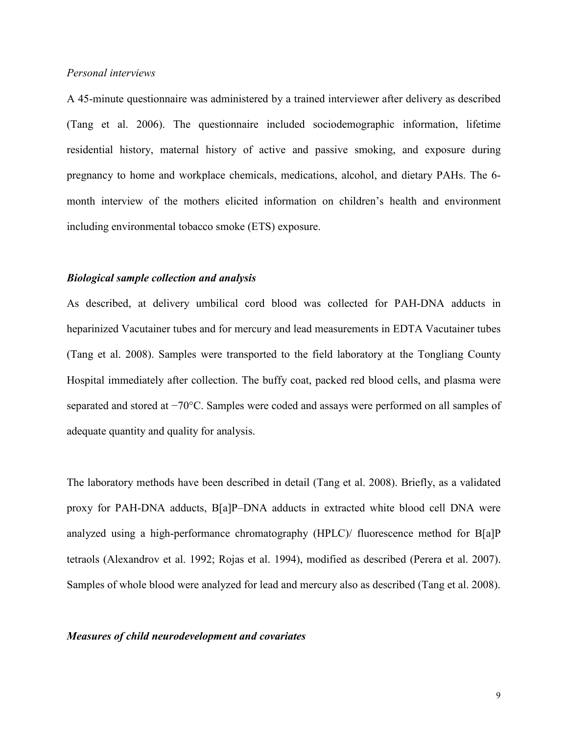*Personal interviews*

A 45-minute questionnaire was administered by a trained interviewer after delivery as described (Tang et al. 2006). The questionnaire included sociodemographic information, lifetime residential history, maternal history of active and passive smoking, and exposure during pregnancy to home and workplace chemicals, medications, alcohol, and dietary PAHs. The 6-month interview of the mothers elicited information on children's health and environment including environmental tobacco smoke (ETS) exposure.

### *Biological sample collection and analysis*

As described, at delivery umbilical cord blood was collected for PAH-DNA adducts in heparinized Vacutainer tubes and for mercury and lead measurements in EDTA Vacutainer tubes (Tang et al. 2008). Samples were transported to the field laboratory at the Tongliang County Hospital immediately after collection. The buffy coat, packed red blood cells, and plasma were separated and stored at −70°C. Samples were coded and assays were performed on all samples of adequate quantity and quality for analysis.

The laboratory methods have been described in detail (Tang et al. 2008). Briefly, as a validated proxy for PAH-DNA adducts, B[a]P–DNA adducts in extracted white blood cell DNA were analyzed using a high-performance chromatography (HPLC)/ fluorescence method for B[a]P tetraols (Alexandrov et al. 1992; Rojas et al. 1994), modified as described (Perera et al. 2007). Samples of whole blood were analyzed for lead and mercury also as described (Tang et al. 2008).

### *Measures of child neurodevelopment and covariates*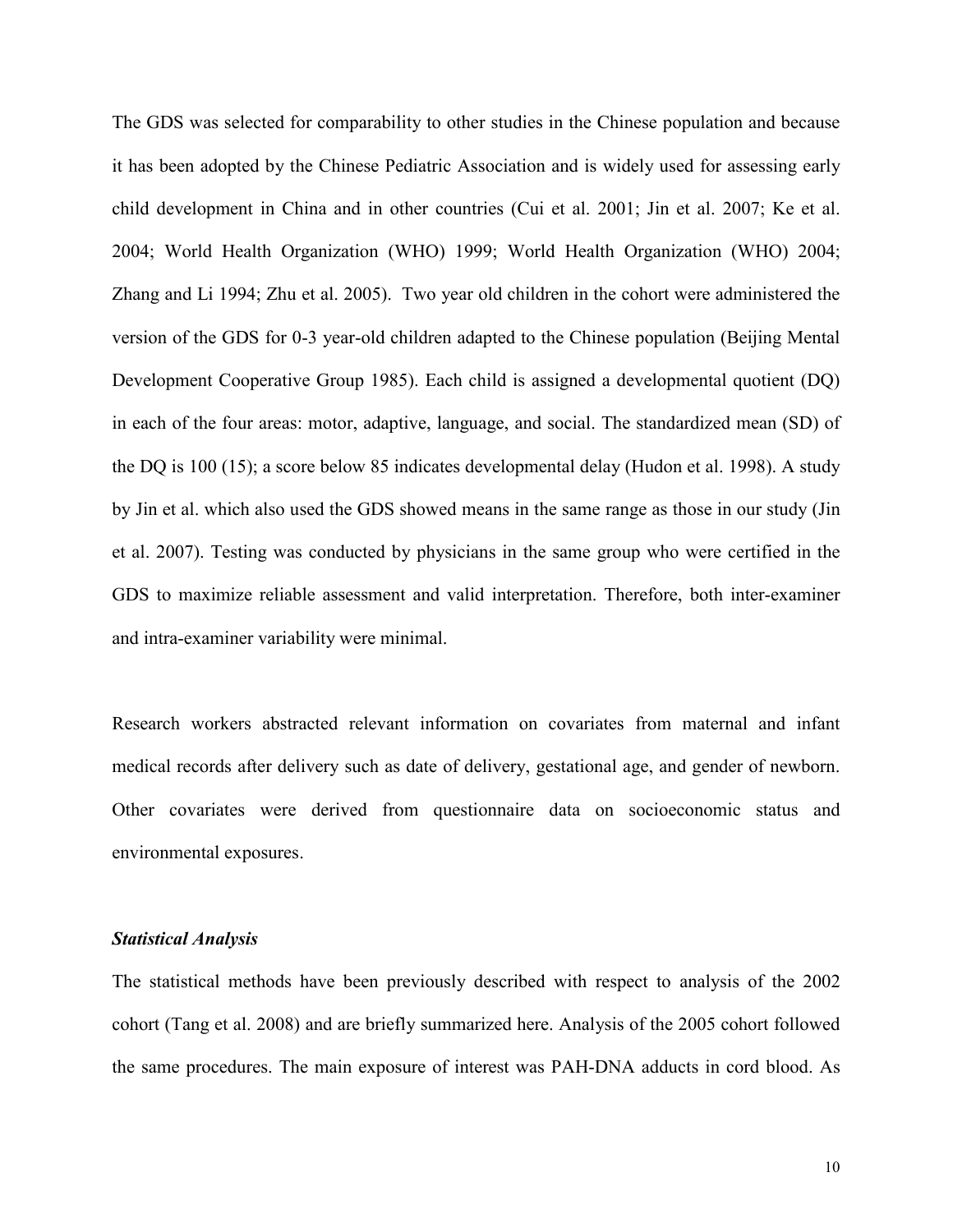The GDS was selected for comparability to other studies in the Chinese population and because it has been adopted by the Chinese Pediatric Association and is widely used for assessing early child development in China and in other countries (Cui et al. 2001; Jin et al. 2007; Ke et al. 2004; World Health Organization (WHO) 1999; World Health Organization (WHO) 2004; Zhang and Li 1994; Zhu et al. 2005). Two year old children in the cohort were administered the version of the GDS for 0-3 year-old children adapted to the Chinese population (Beijing Mental Development Cooperative Group 1985). Each child is assigned a developmental quotient (DQ) in each of the four areas: motor, adaptive, language, and social. The standardized mean (SD) of the DQ is 100 (15); a score below 85 indicates developmental delay (Hudon et al. 1998). A study by Jin et al. which also used the GDS showed means in the same range as those in our study (Jin et al. 2007). Testing was conducted by physicians in the same group who were certified in the GDS to maximize reliable assessment and valid interpretation. Therefore, both inter-examiner and intra-examiner variability were minimal.

Research workers abstracted relevant information on covariates from maternal and infant medical records after delivery such as date of delivery, gestational age, and gender of newborn. Other covariates were derived from questionnaire data on socioeconomic status and environmental exposures.

### *Statistical Analysis*

The statistical methods have been previously described with respect to analysis of the 2002 cohort (Tang et al. 2008) and are briefly summarized here. Analysis of the 2005 cohort followed the same procedures. The main exposure of interest was PAH-DNA adducts in cord blood. As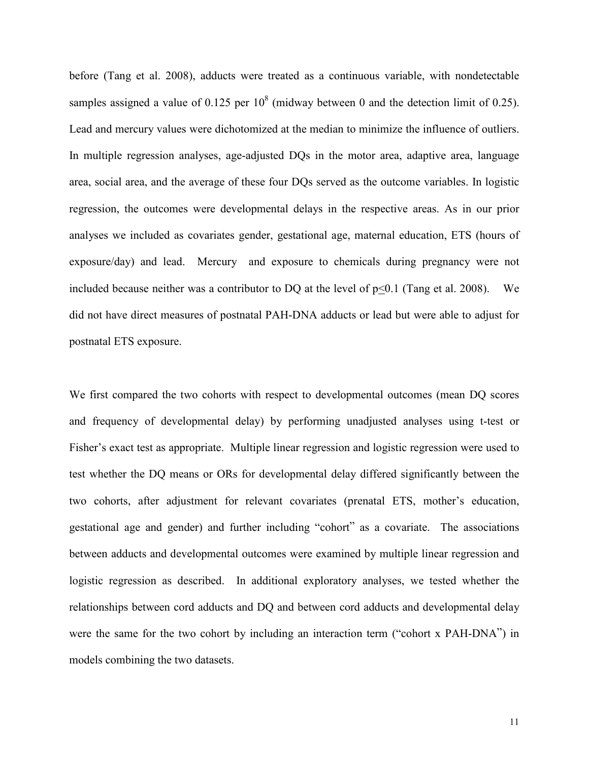before (Tang et al. 2008), adducts were treated as a continuous variable, with nondetectable samples assigned a value of 0.125 per $10^8$ (midway between 0 and the detection limit of 0.25). Lead and mercury values were dichotomized at the median to minimize the influence of outliers. In multiple regression analyses, age-adjusted DQs in the motor area, adaptive area, language area, social area, and the average of these four DQs served as the outcome variables. In logistic regression, the outcomes were developmental delays in the respective areas. As in our prior analyses we included as covariates gender, gestational age, maternal education, ETS (hours of exposure/day) and lead. Mercury and exposure to chemicals during pregnancy were not included because neither was a contributor to DQ at the level of $p \leq 0.1$ (Tang et al. 2008). We did not have direct measures of postnatal PAH-DNA adducts or lead but were able to adjust for postnatal ETS exposure.

We first compared the two cohorts with respect to developmental outcomes (mean DQ scores and frequency of developmental delay) by performing unadjusted analyses using t-test or Fisher's exact test as appropriate. Multiple linear regression and logistic regression were used to test whether the DQ means or ORs for developmental delay differed significantly between the two cohorts, after adjustment for relevant covariates (prenatal ETS, mother's education, gestational age and gender) and further including "cohort" as a covariate. The associations between adducts and developmental outcomes were examined by multiple linear regression and logistic regression as described. In additional exploratory analyses, we tested whether the relationships between cord adducts and DQ and between cord adducts and developmental delay were the same for the two cohort by including an interaction term ("cohort x PAH-DNA") in models combining the two datasets.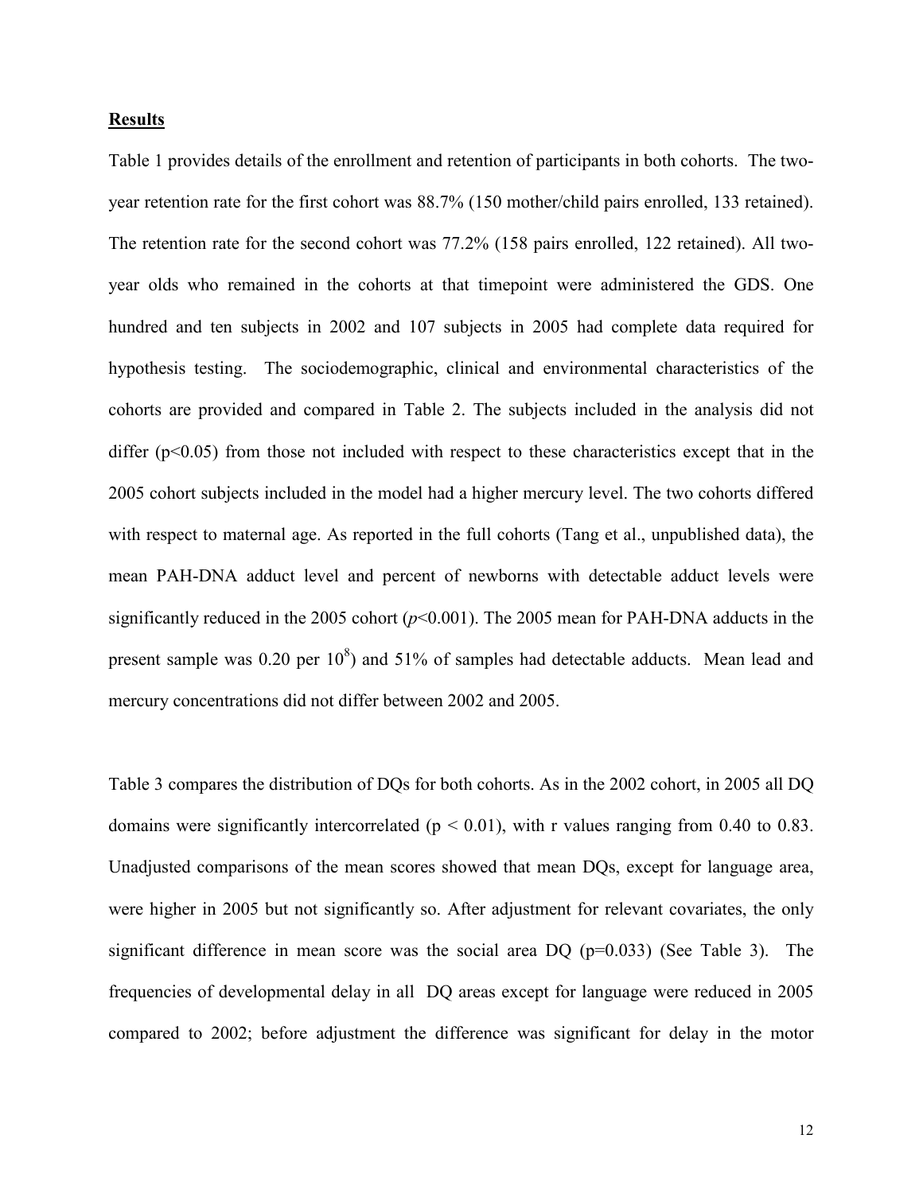## **Results**

Table 1 provides details of the enrollment and retention of participants in both cohorts. The two-year retention rate for the first cohort was 88.7% (150 mother/child pairs enrolled, 133 retained). The retention rate for the second cohort was 77.2% (158 pairs enrolled, 122 retained). All two-year olds who remained in the cohorts at that timepoint were administered the GDS. One hundred and ten subjects in 2002 and 107 subjects in 2005 had complete data required for hypothesis testing. The sociodemographic, clinical and environmental characteristics of the cohorts are provided and compared in Table 2. The subjects included in the analysis did not differ ($p<0.05$) from those not included with respect to these characteristics except that in the 2005 cohort subjects included in the model had a higher mercury level. The two cohorts differed with respect to maternal age. As reported in the full cohorts (Tang et al., unpublished data), the mean PAH-DNA adduct level and percent of newborns with detectable adduct levels were significantly reduced in the 2005 cohort ($p$<0.001). The 2005 mean for PAH-DNA adducts in the present sample was 0.20 per $10^8$) and 51% of samples had detectable adducts. Mean lead and mercury concentrations did not differ between 2002 and 2005.

Table 3 compares the distribution of DQs for both cohorts. As in the 2002 cohort, in 2005 all DQ domains were significantly intercorrelated ($p < 0.01$), with r values ranging from 0.40 to 0.83. Unadjusted comparisons of the mean scores showed that mean DQs, except for language area, were higher in 2005 but not significantly so. After adjustment for relevant covariates, the only significant difference in mean score was the social area DQ ($p=0.033$) (See Table 3). The frequencies of developmental delay in all DQ areas except for language were reduced in 2005 compared to 2002; before adjustment the difference was significant for delay in the motor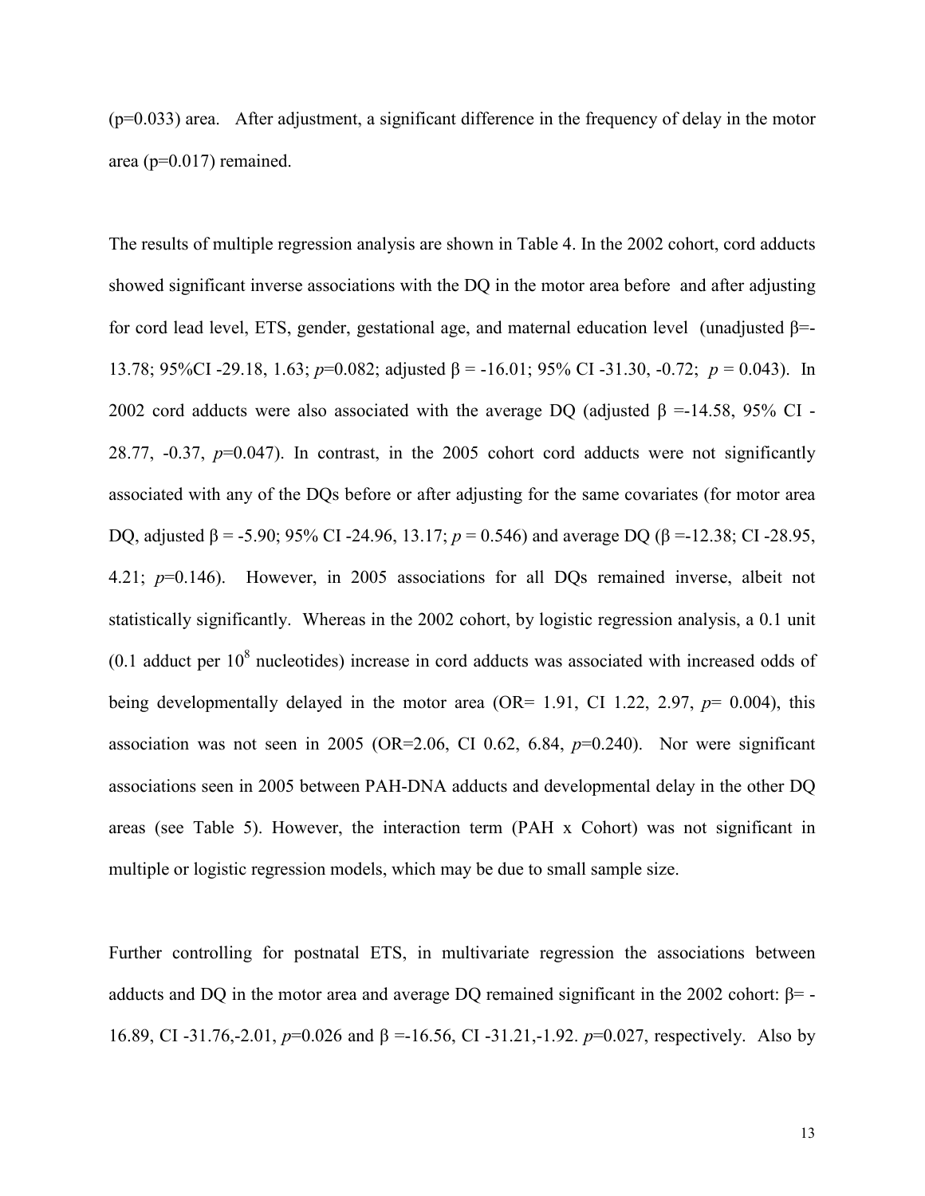(p=0.033) area. After adjustment, a significant difference in the frequency of delay in the motor area (p=0.017) remained.

The results of multiple regression analysis are shown in Table 4. In the 2002 cohort, cord adducts showed significant inverse associations with the DQ in the motor area before and after adjusting for cord lead level, ETS, gender, gestational age, and maternal education level (unadjusted β=-13.78; 95%CI -29.18, 1.63; *p*=0.082; adjusted β = -16.01; 95% CI -31.30, -0.72; *p* = 0.043). In 2002 cord adducts were also associated with the average DQ (adjusted β =-14.58, 95% CI -28.77, -0.37, *p*=0.047). In contrast, in the 2005 cohort cord adducts were not significantly associated with any of the DQs before or after adjusting for the same covariates (for motor area DQ, adjusted β = -5.90; 95% CI -24.96, 13.17; *p* = 0.546) and average DQ (β =-12.38; CI -28.95, 4.21; *p*=0.146). However, in 2005 associations for all DQs remained inverse, albeit not statistically significantly. Whereas in the 2002 cohort, by logistic regression analysis, a 0.1 unit (0.1 adduct per $10^8$ nucleotides) increase in cord adducts was associated with increased odds of being developmentally delayed in the motor area (OR= 1.91, CI 1.22, 2.97, *p*= 0.004), this association was not seen in 2005 (OR=2.06, CI 0.62, 6.84, *p*=0.240). Nor were significant associations seen in 2005 between PAH-DNA adducts and developmental delay in the other DQ areas (see Table 5). However, the interaction term (PAH x Cohort) was not significant in multiple or logistic regression models, which may be due to small sample size.

Further controlling for postnatal ETS, in multivariate regression the associations between adducts and DQ in the motor area and average DQ remained significant in the 2002 cohort: β= -16.89, CI -31.76,-2.01, *p*=0.026 and β =-16.56, CI -31.21,-1.92. *p*=0.027, respectively. Also by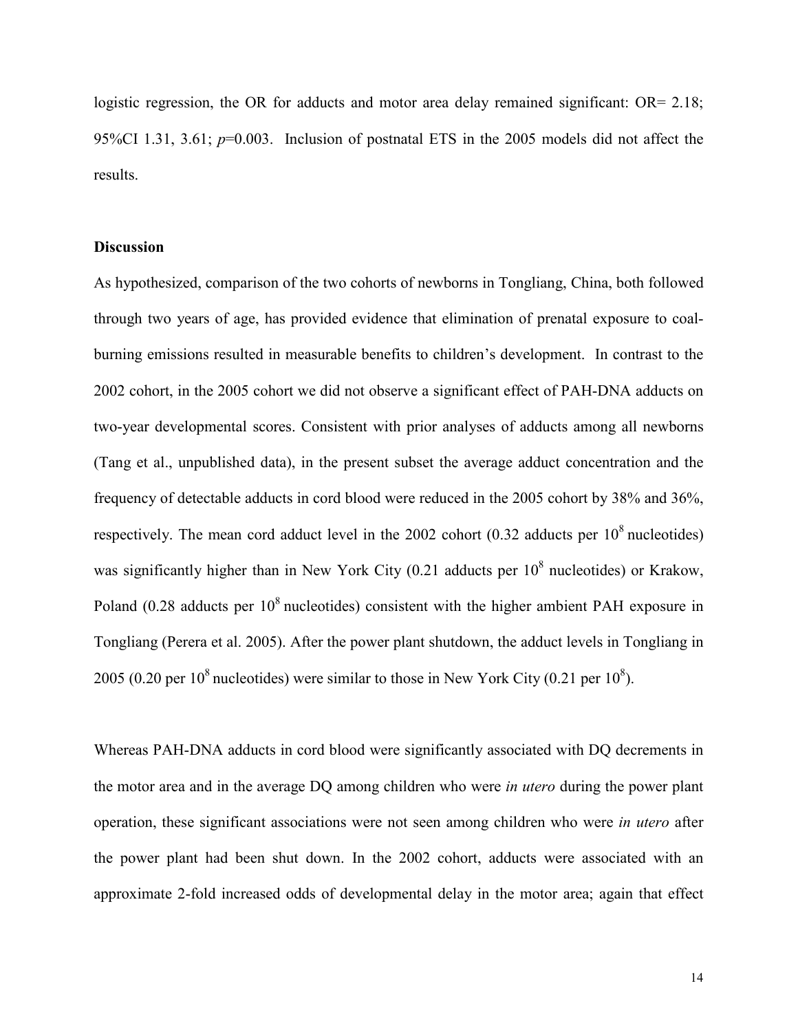logistic regression, the OR for adducts and motor area delay remained significant: OR= 2.18; 95%CI 1.31, 3.61; *p*=0.003. Inclusion of postnatal ETS in the 2005 models did not affect the results.

## Discussion

As hypothesized, comparison of the two cohorts of newborns in Tongliang, China, both followed through two years of age, has provided evidence that elimination of prenatal exposure to coal-burning emissions resulted in measurable benefits to children's development. In contrast to the 2002 cohort, in the 2005 cohort we did not observe a significant effect of PAH-DNA adducts on two-year developmental scores. Consistent with prior analyses of adducts among all newborns (Tang et al., unpublished data), in the present subset the average adduct concentration and the frequency of detectable adducts in cord blood were reduced in the 2005 cohort by 38% and 36%, respectively. The mean cord adduct level in the 2002 cohort (0.32 adducts per $10^8$ nucleotides) was significantly higher than in New York City (0.21 adducts per $10^8$ nucleotides) or Krakow, Poland (0.28 adducts per $10^8$ nucleotides) consistent with the higher ambient PAH exposure in Tongliang (Perera et al. 2005). After the power plant shutdown, the adduct levels in Tongliang in 2005 (0.20 per $10^8$ nucleotides) were similar to those in New York City (0.21 per $10^8$).

Whereas PAH-DNA adducts in cord blood were significantly associated with DQ decrements in the motor area and in the average DQ among children who were *in utero* during the power plant operation, these significant associations were not seen among children who were *in utero* after the power plant had been shut down. In the 2002 cohort, adducts were associated with an approximate 2-fold increased odds of developmental delay in the motor area; again that effect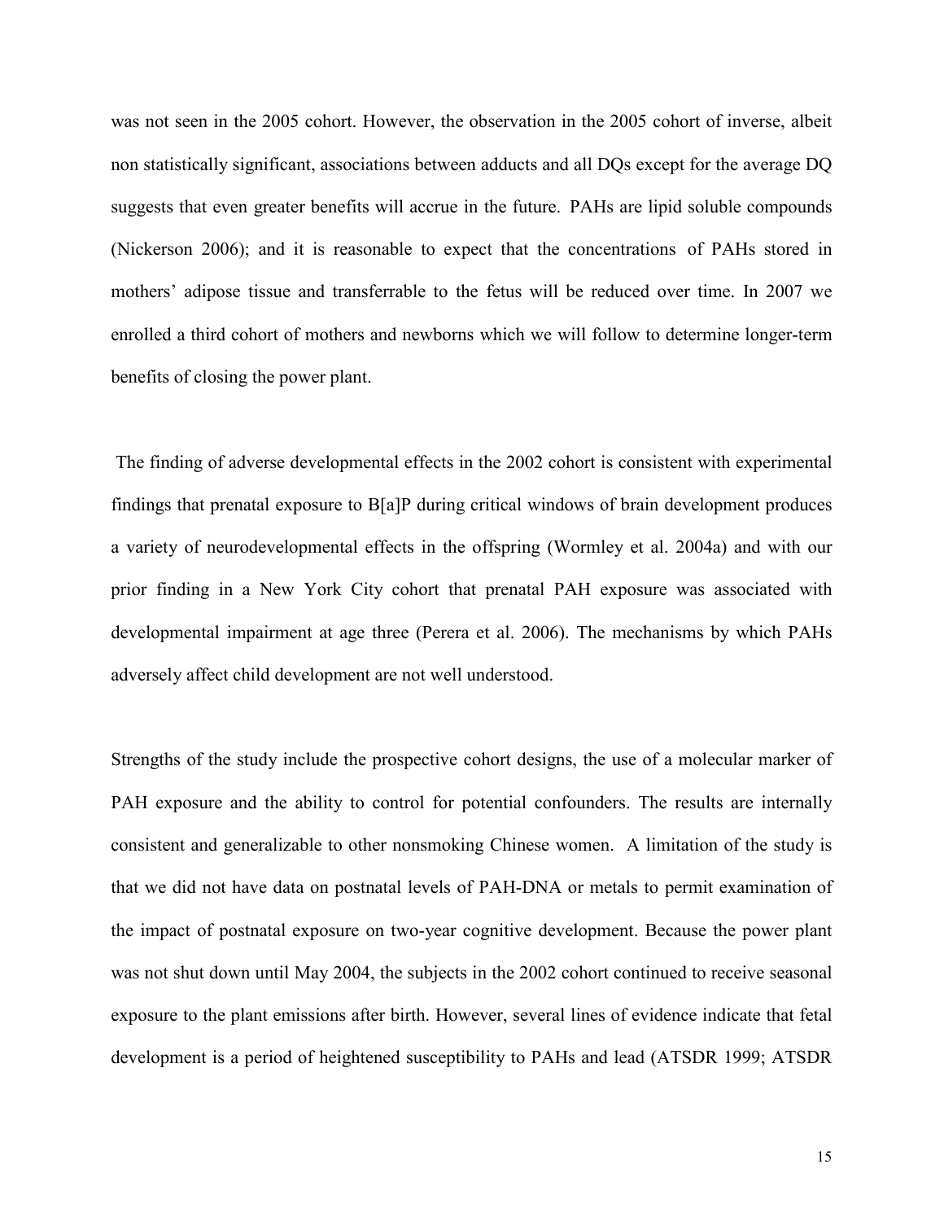was not seen in the 2005 cohort. However, the observation in the 2005 cohort of inverse, albeit non statistically significant, associations between adducts and all DQs except for the average DQ suggests that even greater benefits will accrue in the future. PAHs are lipid soluble compounds (Nickerson 2006); and it is reasonable to expect that the concentrations of PAHs stored in mothers' adipose tissue and transferrable to the fetus will be reduced over time. In 2007 we enrolled a third cohort of mothers and newborns which we will follow to determine longer-term benefits of closing the power plant.

The finding of adverse developmental effects in the 2002 cohort is consistent with experimental findings that prenatal exposure to B[a]P during critical windows of brain development produces a variety of neurodevelopmental effects in the offspring (Wormley et al. 2004a) and with our prior finding in a New York City cohort that prenatal PAH exposure was associated with developmental impairment at age three (Perera et al. 2006). The mechanisms by which PAHs adversely affect child development are not well understood.

Strengths of the study include the prospective cohort designs, the use of a molecular marker of PAH exposure and the ability to control for potential confounders. The results are internally consistent and generalizable to other nonsmoking Chinese women. A limitation of the study is that we did not have data on postnatal levels of PAH-DNA or metals to permit examination of the impact of postnatal exposure on two-year cognitive development. Because the power plant was not shut down until May 2004, the subjects in the 2002 cohort continued to receive seasonal exposure to the plant emissions after birth. However, several lines of evidence indicate that fetal development is a period of heightened susceptibility to PAHs and lead (ATSDR 1999; ATSDR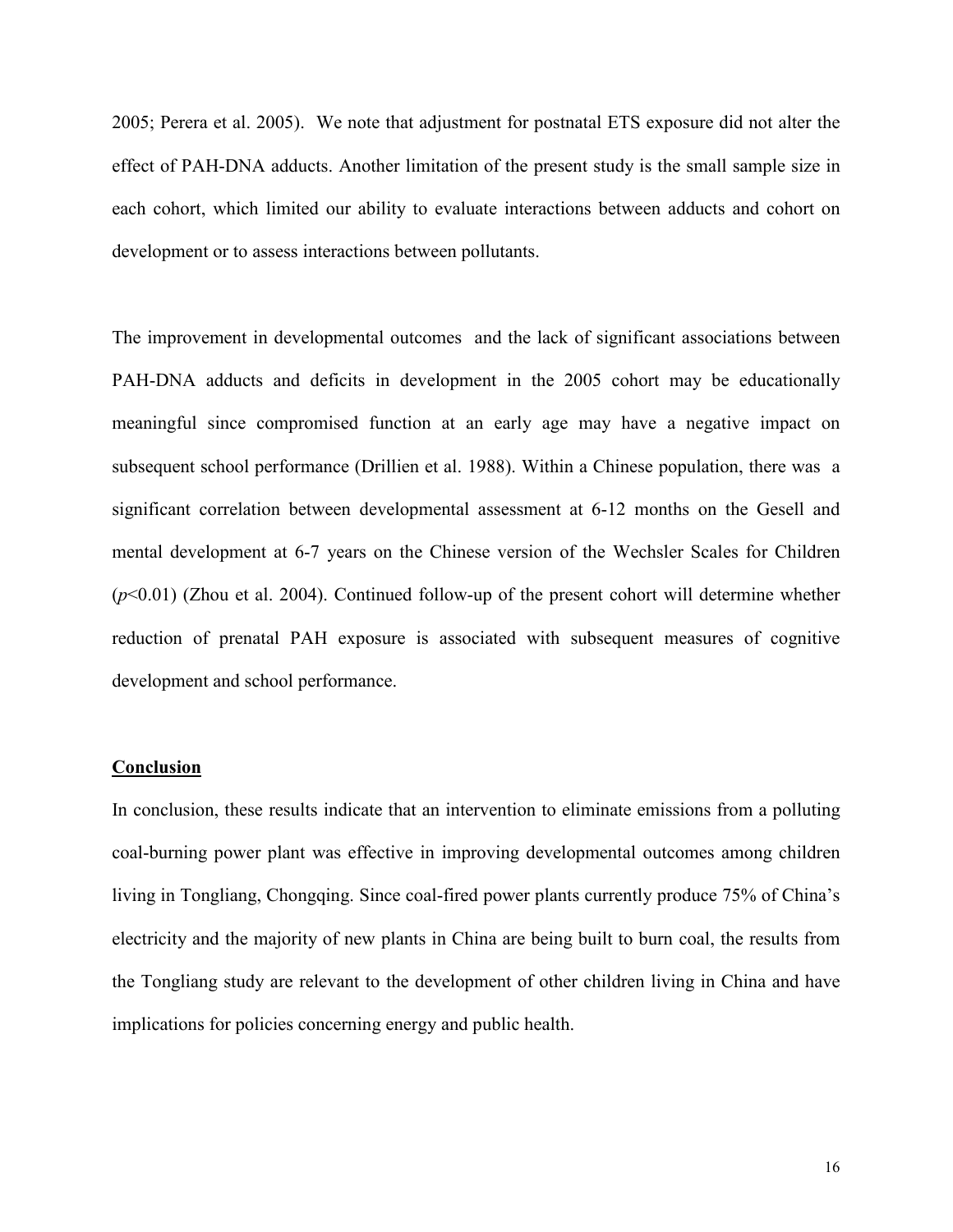2005; Perera et al. 2005). We note that adjustment for postnatal ETS exposure did not alter the effect of PAH-DNA adducts. Another limitation of the present study is the small sample size in each cohort, which limited our ability to evaluate interactions between adducts and cohort on development or to assess interactions between pollutants.

The improvement in developmental outcomes and the lack of significant associations between PAH-DNA adducts and deficits in development in the 2005 cohort may be educationally meaningful since compromised function at an early age may have a negative impact on subsequent school performance (Drillien et al. 1988). Within a Chinese population, there was a significant correlation between developmental assessment at 6-12 months on the Gesell and mental development at 6-7 years on the Chinese version of the Wechsler Scales for Children ($p$<0.01) (Zhou et al. 2004). Continued follow-up of the present cohort will determine whether reduction of prenatal PAH exposure is associated with subsequent measures of cognitive development and school performance.

## Conclusion

In conclusion, these results indicate that an intervention to eliminate emissions from a polluting coal-burning power plant was effective in improving developmental outcomes among children living in Tongliang, Chongqing. Since coal-fired power plants currently produce 75% of China's electricity and the majority of new plants in China are being built to burn coal, the results from the Tongliang study are relevant to the development of other children living in China and have implications for policies concerning energy and public health.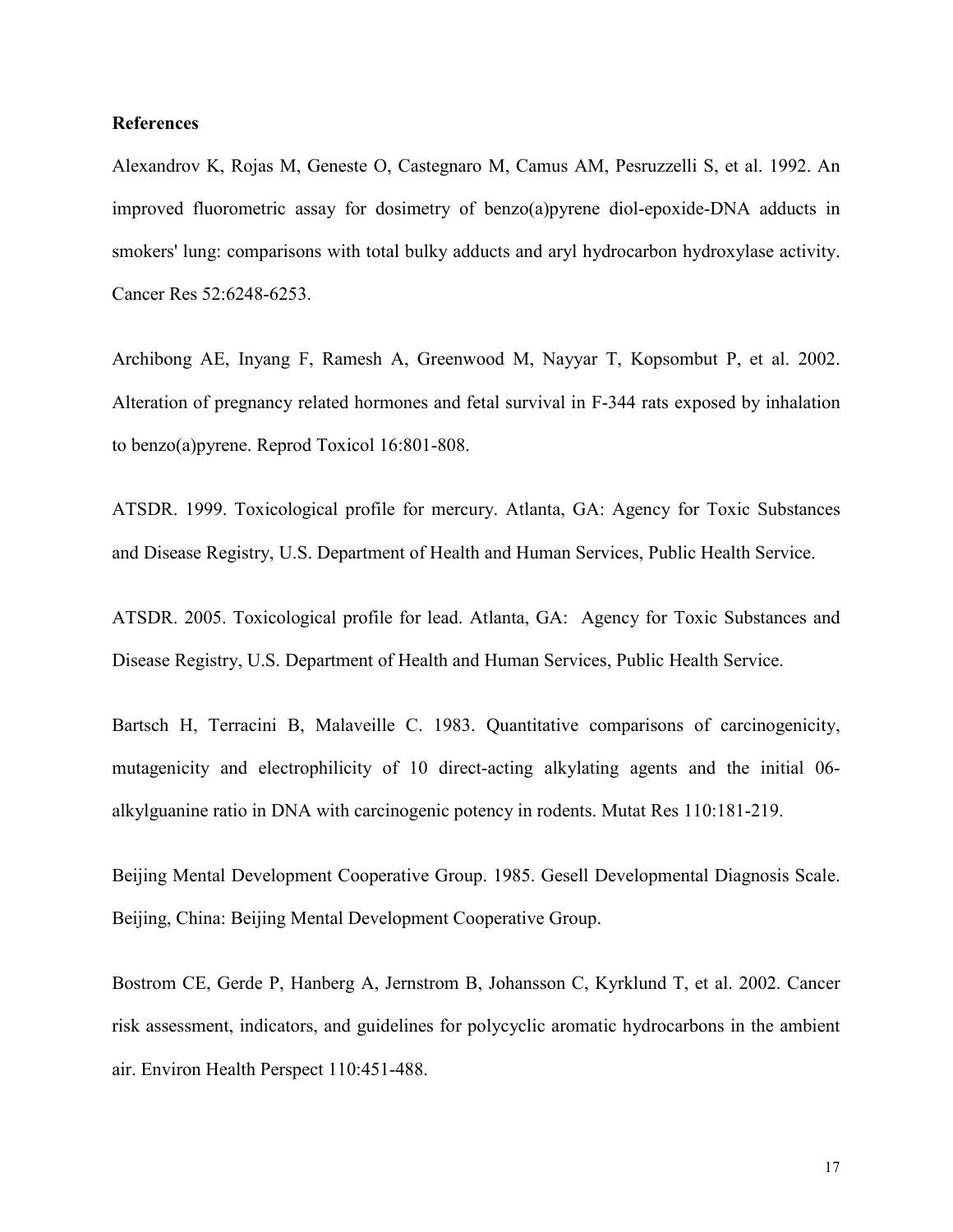**References**

Alexandrov K, Rojas M, Geneste O, Castegnaro M, Camus AM, Pesruzzelli S, et al. 1992. An improved fluorometric assay for dosimetry of benzo(a)pyrene diol-epoxide-DNA adducts in smokers' lung: comparisons with total bulky adducts and aryl hydrocarbon hydroxylase activity. Cancer Res 52:6248-6253.

Archibong AE, Inyang F, Ramesh A, Greenwood M, Nayyar T, Kopsombut P, et al. 2002. Alteration of pregnancy related hormones and fetal survival in F-344 rats exposed by inhalation to benzo(a)pyrene. Reprod Toxicol 16:801-808.

ATSDR. 1999. Toxicological profile for mercury. Atlanta, GA: Agency for Toxic Substances and Disease Registry, U.S. Department of Health and Human Services, Public Health Service.

ATSDR. 2005. Toxicological profile for lead. Atlanta, GA: Agency for Toxic Substances and Disease Registry, U.S. Department of Health and Human Services, Public Health Service.

Bartsch H, Terracini B, Malaveille C. 1983. Quantitative comparisons of carcinogenicity, mutagenicity and electrophilicity of 10 direct-acting alkylating agents and the initial 06-alkylguanine ratio in DNA with carcinogenic potency in rodents. Mutat Res 110:181-219.

Beijing Mental Development Cooperative Group. 1985. Gesell Developmental Diagnosis Scale. Beijing, China: Beijing Mental Development Cooperative Group.

Bostrom CE, Gerde P, Hanberg A, Jernstrom B, Johansson C, Kyrklund T, et al. 2002. Cancer risk assessment, indicators, and guidelines for polycyclic aromatic hydrocarbons in the ambient air. Environ Health Perspect 110:451-488.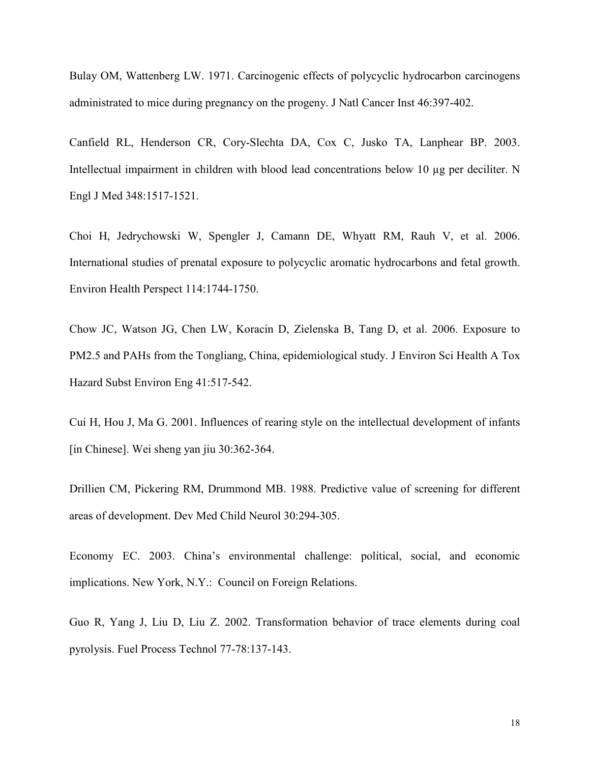Bulay OM, Wattenberg LW. 1971. Carcinogenic effects of polycyclic hydrocarbon carcinogens administrated to mice during pregnancy on the progeny. J Natl Cancer Inst 46:397-402.

Canfield RL, Henderson CR, Cory-Slechta DA, Cox C, Jusko TA, Lanphear BP. 2003. Intellectual impairment in children with blood lead concentrations below 10 µg per deciliter. N Engl J Med 348:1517-1521.

Choi H, Jedrychowski W, Spengler J, Camann DE, Whyatt RM, Rauh V, et al. 2006. International studies of prenatal exposure to polycyclic aromatic hydrocarbons and fetal growth. Environ Health Perspect 114:1744-1750.

Chow JC, Watson JG, Chen LW, Koracin D, Zielenska B, Tang D, et al. 2006. Exposure to PM2.5 and PAHs from the Tongliang, China, epidemiological study. J Environ Sci Health A Tox Hazard Subst Environ Eng 41:517-542.

Cui H, Hou J, Ma G. 2001. Influences of rearing style on the intellectual development of infants [in Chinese]. Wei sheng yan jiu 30:362-364.

Drillien CM, Pickering RM, Drummond MB. 1988. Predictive value of screening for different areas of development. Dev Med Child Neurol 30:294-305.

Economy EC. 2003. China's environmental challenge: political, social, and economic implications. New York, N.Y.: Council on Foreign Relations.

Guo R, Yang J, Liu D, Liu Z. 2002. Transformation behavior of trace elements during coal pyrolysis. Fuel Process Technol 77-78:137-143.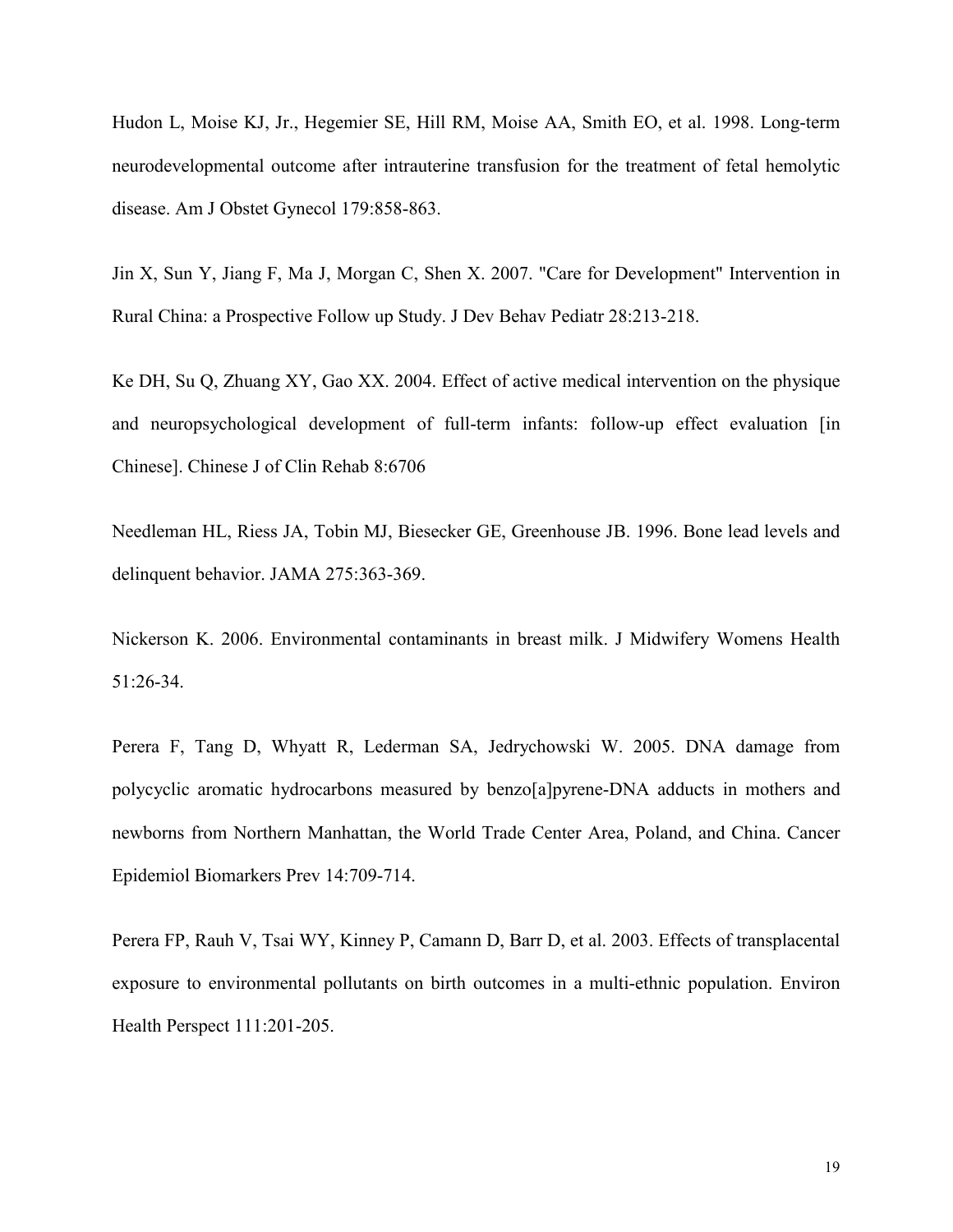Hudon L, Moise KJ, Jr., Hegemier SE, Hill RM, Moise AA, Smith EO, et al. 1998. Long-term neurodevelopmental outcome after intrauterine transfusion for the treatment of fetal hemolytic disease. Am J Obstet Gynecol 179:858-863.

Jin X, Sun Y, Jiang F, Ma J, Morgan C, Shen X. 2007. "Care for Development" Intervention in Rural China: a Prospective Follow up Study. J Dev Behav Pediatr 28:213-218.

Ke DH, Su Q, Zhuang XY, Gao XX. 2004. Effect of active medical intervention on the physique and neuropsychological development of full-term infants: follow-up effect evaluation [in Chinese]. Chinese J of Clin Rehab 8:6706

Needleman HL, Riess JA, Tobin MJ, Biesecker GE, Greenhouse JB. 1996. Bone lead levels and delinquent behavior. JAMA 275:363-369.

Nickerson K. 2006. Environmental contaminants in breast milk. J Midwifery Womens Health 51:26-34.

Perera F, Tang D, Whyatt R, Lederman SA, Jedrychowski W. 2005. DNA damage from polycyclic aromatic hydrocarbons measured by benzo[a]pyrene-DNA adducts in mothers and newborns from Northern Manhattan, the World Trade Center Area, Poland, and China. Cancer Epidemiol Biomarkers Prev 14:709-714.

Perera FP, Rauh V, Tsai WY, Kinney P, Camann D, Barr D, et al. 2003. Effects of transplacental exposure to environmental pollutants on birth outcomes in a multi-ethnic population. Environ Health Perspect 111:201-205.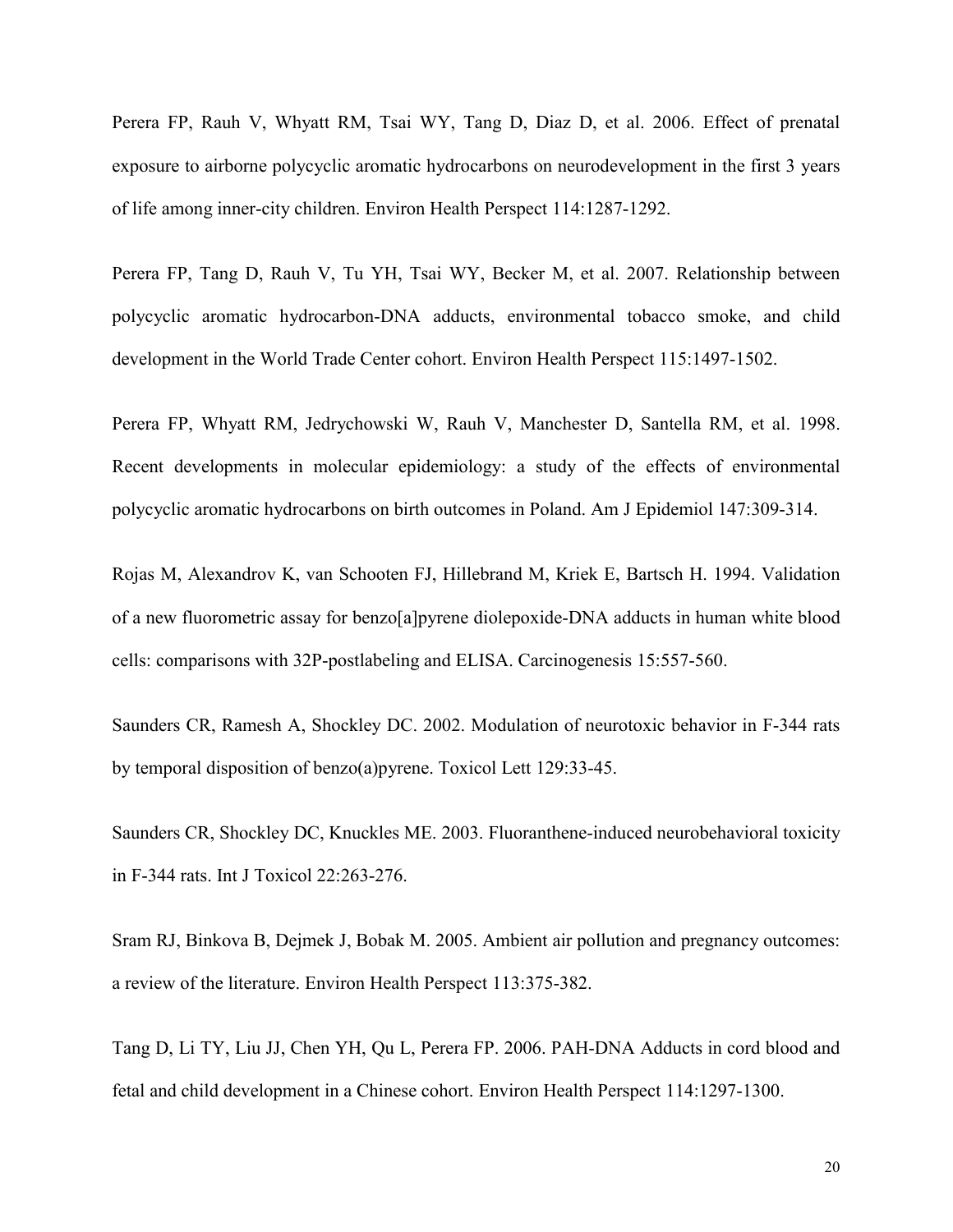Perera FP, Rauh V, Whyatt RM, Tsai WY, Tang D, Diaz D, et al. 2006. Effect of prenatal exposure to airborne polycyclic aromatic hydrocarbons on neurodevelopment in the first 3 years of life among inner-city children. Environ Health Perspect 114:1287-1292.

Perera FP, Tang D, Rauh V, Tu YH, Tsai WY, Becker M, et al. 2007. Relationship between polycyclic aromatic hydrocarbon-DNA adducts, environmental tobacco smoke, and child development in the World Trade Center cohort. Environ Health Perspect 115:1497-1502.

Perera FP, Whyatt RM, Jedrychowski W, Rauh V, Manchester D, Santella RM, et al. 1998. Recent developments in molecular epidemiology: a study of the effects of environmental polycyclic aromatic hydrocarbons on birth outcomes in Poland. Am J Epidemiol 147:309-314.

Rojas M, Alexandrov K, van Schooten FJ, Hillebrand M, Kriek E, Bartsch H. 1994. Validation of a new fluorometric assay for benzo[a]pyrene diolepoxide-DNA adducts in human white blood cells: comparisons with 32P-postlabeling and ELISA. Carcinogenesis 15:557-560.

Saunders CR, Ramesh A, Shockley DC. 2002. Modulation of neurotoxic behavior in F-344 rats by temporal disposition of benzo(a)pyrene. Toxicol Lett 129:33-45.

Saunders CR, Shockley DC, Knuckles ME. 2003. Fluoranthene-induced neurobehavioral toxicity in F-344 rats. Int J Toxicol 22:263-276.

Sram RJ, Binkova B, Dejmek J, Bobak M. 2005. Ambient air pollution and pregnancy outcomes: a review of the literature. Environ Health Perspect 113:375-382.

Tang D, Li TY, Liu JJ, Chen YH, Qu L, Perera FP. 2006. PAH-DNA Adducts in cord blood and fetal and child development in a Chinese cohort. Environ Health Perspect 114:1297-1300.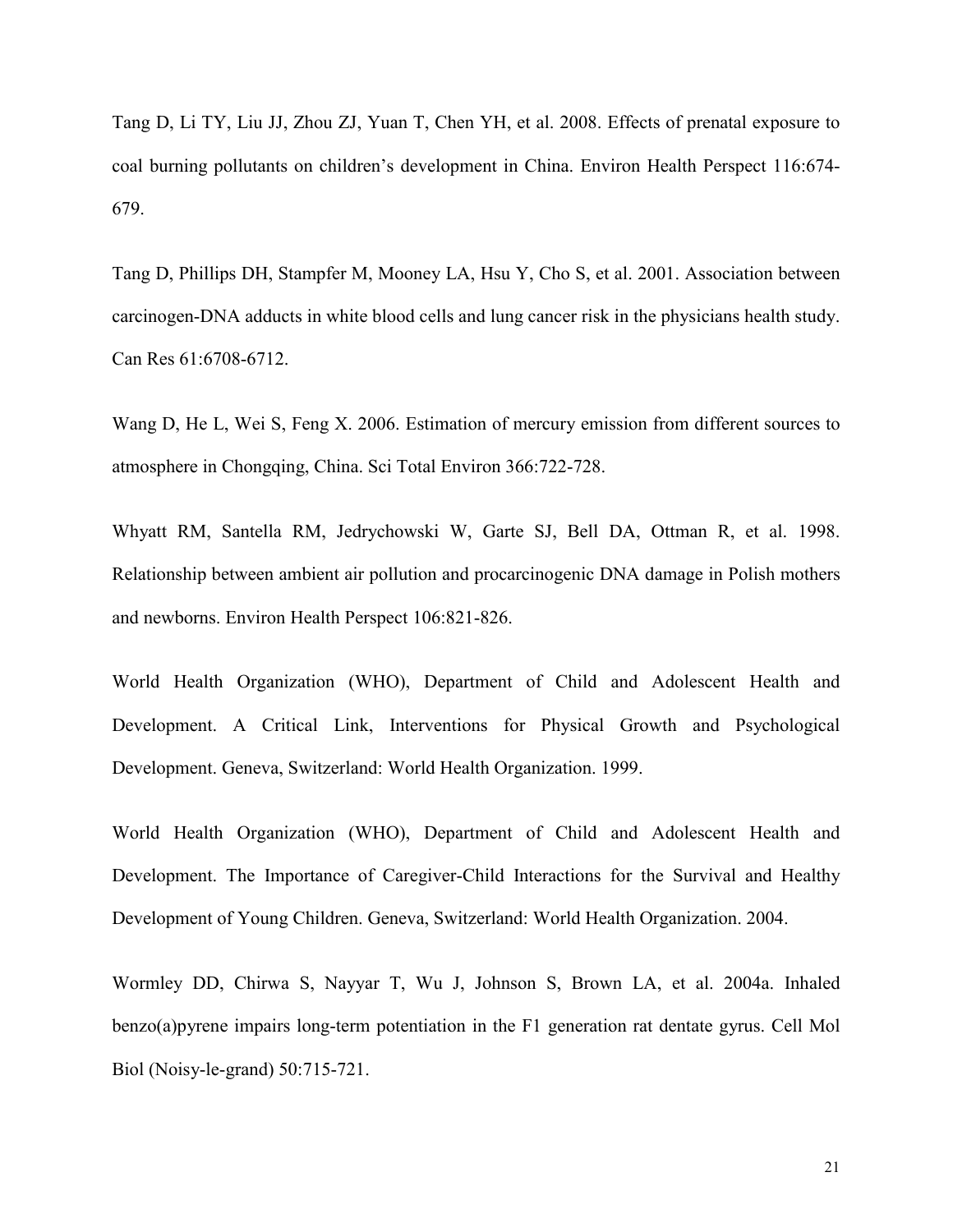Tang D, Li TY, Liu JJ, Zhou ZJ, Yuan T, Chen YH, et al. 2008. Effects of prenatal exposure to coal burning pollutants on children's development in China. Environ Health Perspect 116:674-679.

Tang D, Phillips DH, Stampfer M, Mooney LA, Hsu Y, Cho S, et al. 2001. Association between carcinogen-DNA adducts in white blood cells and lung cancer risk in the physicians health study. Can Res 61:6708-6712.

Wang D, He L, Wei S, Feng X. 2006. Estimation of mercury emission from different sources to atmosphere in Chongqing, China. Sci Total Environ 366:722-728.

Whyatt RM, Santella RM, Jedrychowski W, Garte SJ, Bell DA, Ottman R, et al. 1998. Relationship between ambient air pollution and procarcinogenic DNA damage in Polish mothers and newborns. Environ Health Perspect 106:821-826.

World Health Organization (WHO), Department of Child and Adolescent Health and Development. A Critical Link, Interventions for Physical Growth and Psychological Development. Geneva, Switzerland: World Health Organization. 1999.

World Health Organization (WHO), Department of Child and Adolescent Health and Development. The Importance of Caregiver-Child Interactions for the Survival and Healthy Development of Young Children. Geneva, Switzerland: World Health Organization. 2004.

Wormley DD, Chirwa S, Nayyar T, Wu J, Johnson S, Brown LA, et al. 2004a. Inhaled benzo(a)pyrene impairs long-term potentiation in the F1 generation rat dentate gyrus. Cell Mol Biol (Noisy-le-grand) 50:715-721.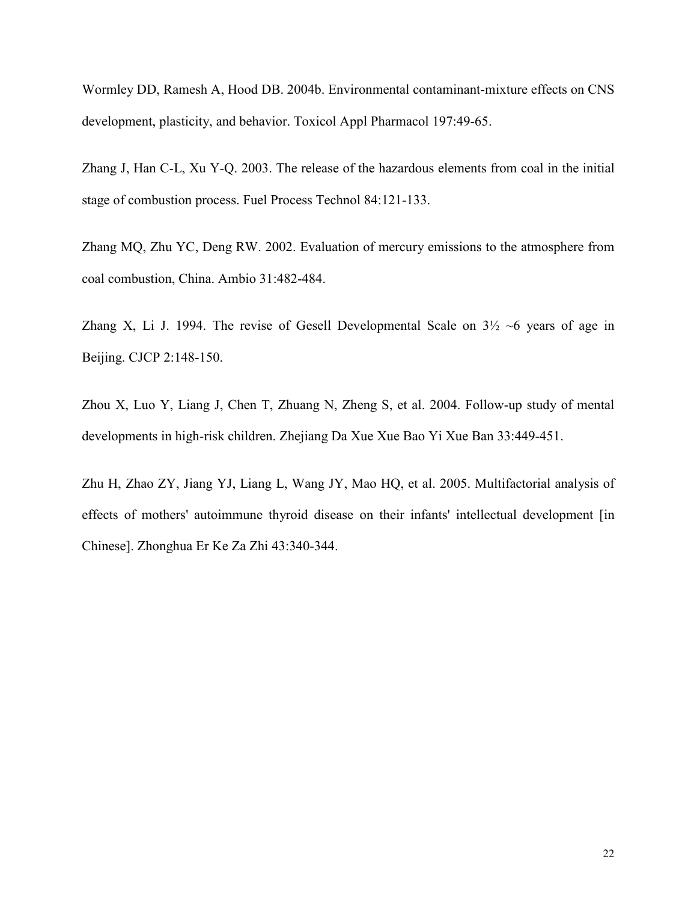Wormley DD, Ramesh A, Hood DB. 2004b. Environmental contaminant-mixture effects on CNS development, plasticity, and behavior. Toxicol Appl Pharmacol 197:49-65.

Zhang J, Han C-L, Xu Y-Q. 2003. The release of the hazardous elements from coal in the initial stage of combustion process. Fuel Process Technol 84:121-133.

Zhang MQ, Zhu YC, Deng RW. 2002. Evaluation of mercury emissions to the atmosphere from coal combustion, China. Ambio 31:482-484.

Zhang X, Li J. 1994. The revise of Gesell Developmental Scale on 3½ ~6 years of age in Beijing. CJCP 2:148-150.

Zhou X, Luo Y, Liang J, Chen T, Zhuang N, Zheng S, et al. 2004. Follow-up study of mental developments in high-risk children. Zhejiang Da Xue Xue Bao Yi Xue Ban 33:449-451.

Zhu H, Zhao ZY, Jiang YJ, Liang L, Wang JY, Mao HQ, et al. 2005. Multifactorial analysis of effects of mothers' autoimmune thyroid disease on their infants' intellectual development [in Chinese]. Zhonghua Er Ke Za Zhi 43:340-344.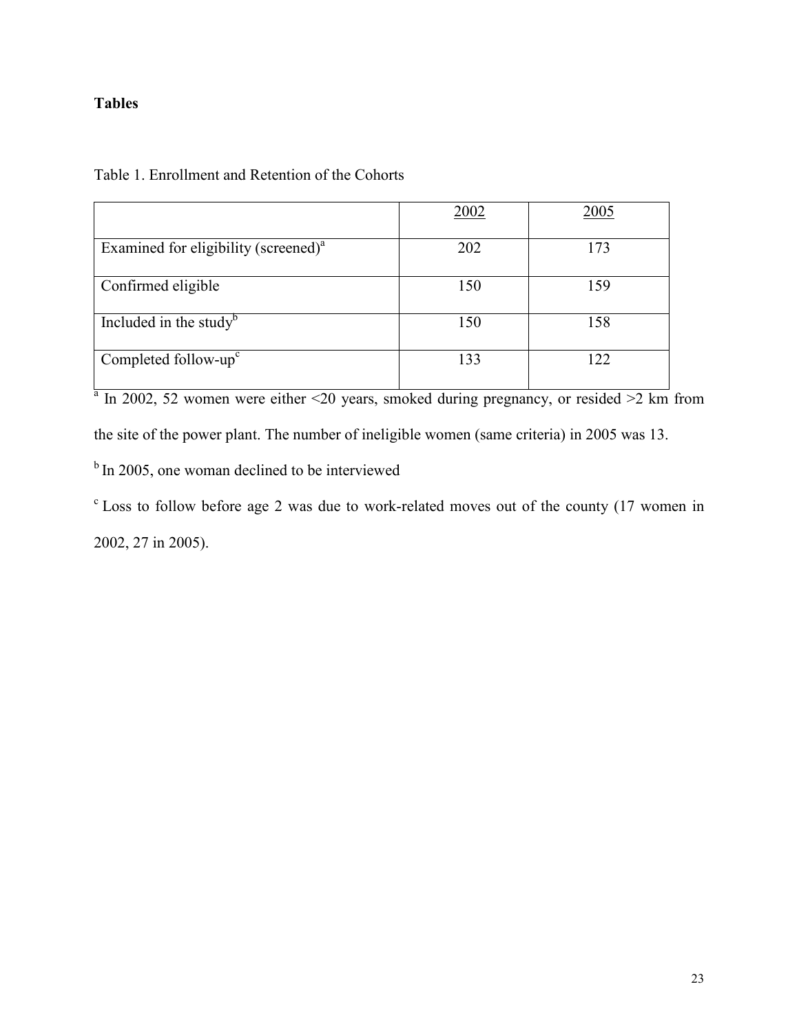**Tables**

Table 1. Enrollment and Retention of the Cohorts

| | 2002 | 2005 |
|---|---|---|
| Examined for eligibility (screened)[a] | 202 | 173 |
| Confirmed eligible | 150 | 159 |
| Included in the study[b] | 150 | 158 |
| Completed follow-up[c] | 133 | 122 |

[a] In 2002, 52 women were either <20 years, smoked during pregnancy, or resided >2 km from the site of the power plant. The number of ineligible women (same criteria) in 2005 was 13.

[b] In 2005, one woman declined to be interviewed

[c] Loss to follow before age 2 was due to work-related moves out of the county (17 women in 2002, 27 in 2005).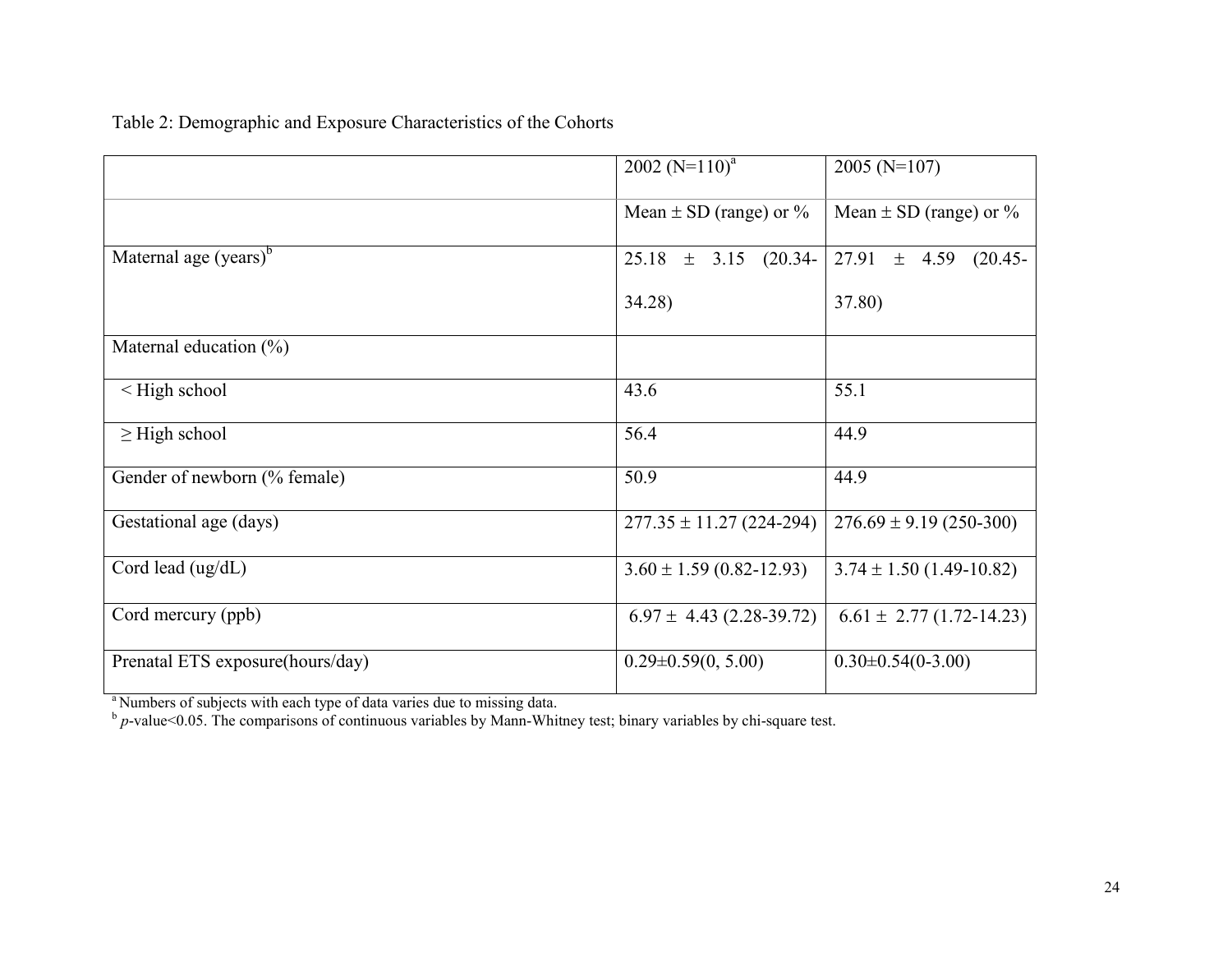Table 2: Demographic and Exposure Characteristics of the Cohorts

| | 2002 (N=110)[a] | 2005 (N=107) |
|---|---|---|
| | Mean ± SD (range) or % | Mean ± SD (range) or % |
| Maternal age (years)[b] | 25.18 ± 3.15 (20.34-34.28) | 27.91 ± 4.59 (20.45-37.80) |
| Maternal education (%) | | |
| < High school | 43.6 | 55.1 |
| ≥ High school | 56.4 | 44.9 |
| Gender of newborn (% female) | 50.9 | 44.9 |
| Gestational age (days) | 277.35 ± 11.27 (224-294) | 276.69 ± 9.19 (250-300) |
| Cord lead (ug/dL) | 3.60 ± 1.59 (0.82-12.93) | 3.74 ± 1.50 (1.49-10.82) |
| Cord mercury (ppb) | 6.97 ± 4.43 (2.28-39.72) | 6.61 ± 2.77 (1.72-14.23) |
| Prenatal ETS exposure(hours/day) | 0.29±0.59(0, 5.00) | 0.30±0.54(0-3.00) |

[a] Numbers of subjects with each type of data varies due to missing data.
[b] *p*-value<0.05. The comparisons of continuous variables by Mann-Whitney test; binary variables by chi-square test.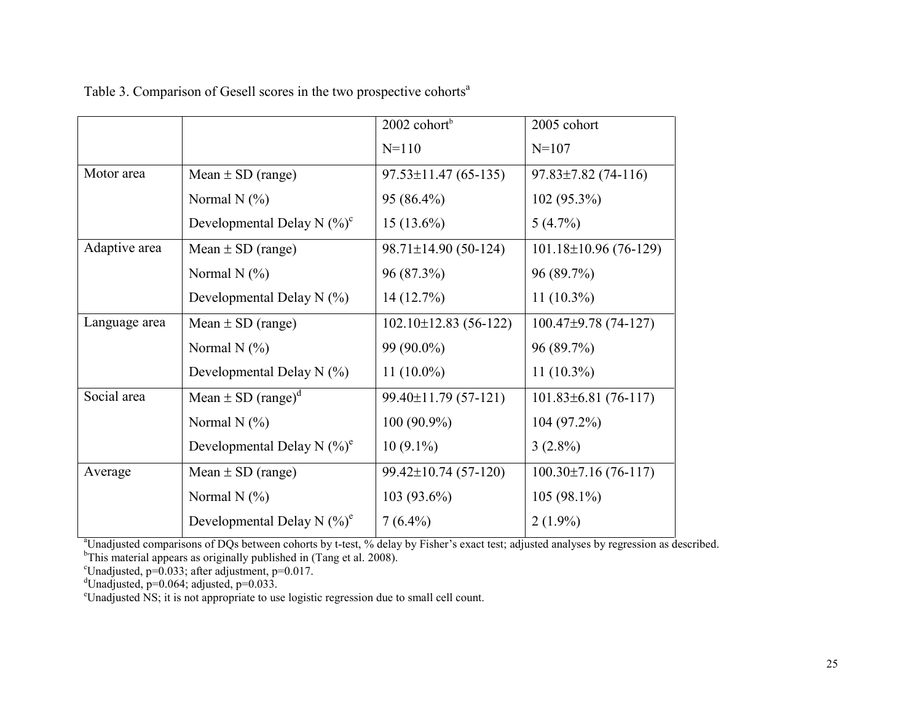Table 3. Comparison of Gesell scores in the two prospective cohorts[a]

| | | 2002 cohort[b] N=110 | 2005 cohort N=107 |
|---|---|---|---|
| Motor area | Mean ± SD (range) | 97.53±11.47 (65-135) | 97.83±7.82 (74-116) |
| | Normal N (%) | 95 (86.4%) | 102 (95.3%) |
| | Developmental Delay N (%)[c] | 15 (13.6%) | 5 (4.7%) |
| Adaptive area | Mean ± SD (range) | 98.71±14.90 (50-124) | 101.18±10.96 (76-129) |
| | Normal N (%) | 96 (87.3%) | 96 (89.7%) |
| | Developmental Delay N (%) | 14 (12.7%) | 11 (10.3%) |
| Language area | Mean ± SD (range) | 102.10±12.83 (56-122) | 100.47±9.78 (74-127) |
| | Normal N (%) | 99 (90.0%) | 96 (89.7%) |
| | Developmental Delay N (%) | 11 (10.0%) | 11 (10.3%) |
| Social area | Mean ± SD (range)[d] | 99.40±11.79 (57-121) | 101.83±6.81 (76-117) |
| | Normal N (%) | 100 (90.9%) | 104 (97.2%) |
| | Developmental Delay N (%)[e] | 10 (9.1%) | 3 (2.8%) |
| Average | Mean ± SD (range) | 99.42±10.74 (57-120) | 100.30±7.16 (76-117) |
| | Normal N (%) | 103 (93.6%) | 105 (98.1%) |
| | Developmental Delay N (%)[e] | 7 (6.4%) | 2 (1.9%) |

[a]Unadjusted comparisons of DQs between cohorts by t-test, % delay by Fisher's exact test; adjusted analyses by regression as described.
[b]This material appears as originally published in (Tang et al. 2008).
[c]Unadjusted, $p=0.033$; after adjustment, $p=0.017$.
[d]Unadjusted, $p=0.064$; adjusted, $p=0.033$.
[e]Unadjusted NS; it is not appropriate to use logistic regression due to small cell count.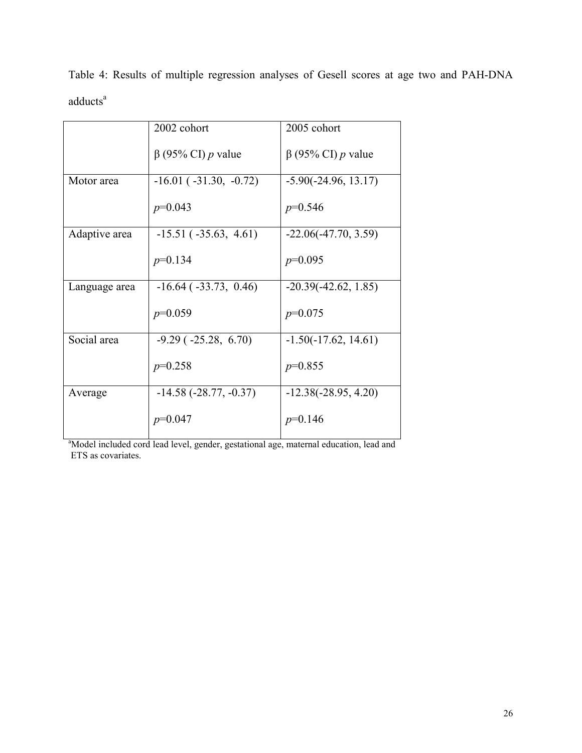Table 4: Results of multiple regression analyses of Gesell scores at age two and PAH-DNA adducts[a]

| | 2002 cohort<br>β (95% CI) *p* value | 2005 cohort<br>β (95% CI) *p* value |
|---|---|---|
| Motor area | -16.01 ( -31.30, -0.72)<br>*p*=0.043 | -5.90(-24.96, 13.17)<br>*p*=0.546 |
| Adaptive area | -15.51 ( -35.63, 4.61)<br>*p*=0.134 | -22.06(-47.70, 3.59)<br>*p*=0.095 |
| Language area | -16.64 ( -33.73, 0.46)<br>*p*=0.059 | -20.39(-42.62, 1.85)<br>*p*=0.075 |
| Social area | -9.29 ( -25.28, 6.70)<br>*p*=0.258 | -1.50(-17.62, 14.61)<br>*p*=0.855 |
| Average | -14.58 (-28.77, -0.37)<br>*p*=0.047 | -12.38(-28.95, 4.20)<br>*p*=0.146 |

[a]Model included cord lead level, gender, gestational age, maternal education, lead and ETS as covariates.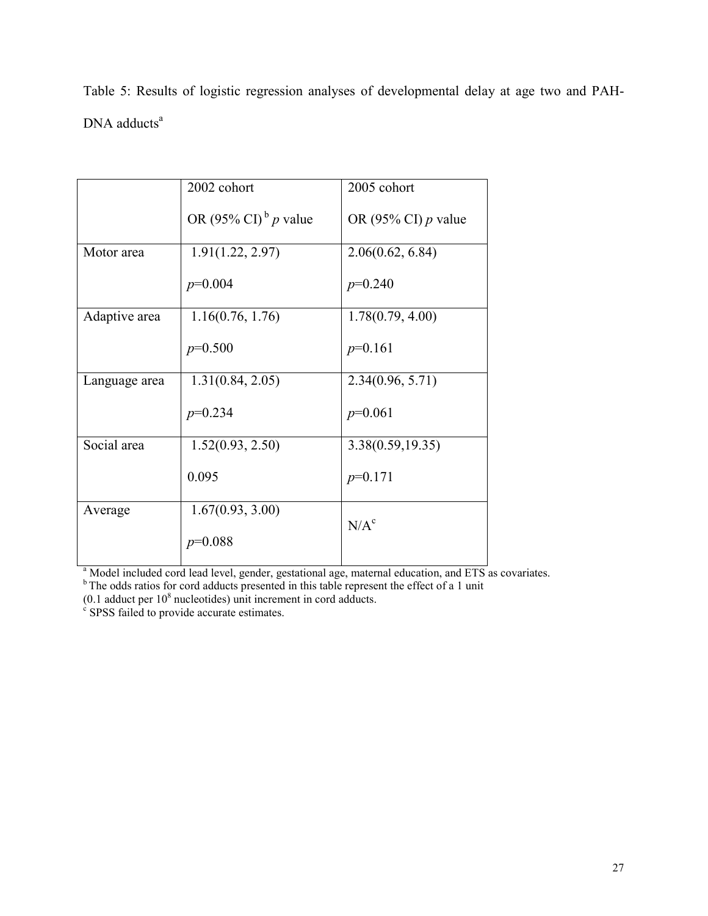Table 5: Results of logistic regression analyses of developmental delay at age two and PAH-DNA adducts[a]

| | 2002 cohort<br>OR (95% CI)[b] *p* value | 2005 cohort<br>OR (95% CI) *p* value |
|---|---|---|
| Motor area | 1.91(1.22, 2.97)<br>*p*=0.004 | 2.06(0.62, 6.84)<br>*p*=0.240 |
| Adaptive area | 1.16(0.76, 1.76)<br>*p*=0.500 | 1.78(0.79, 4.00)<br>*p*=0.161 |
| Language area | 1.31(0.84, 2.05)<br>*p*=0.234 | 2.34(0.96, 5.71)<br>*p*=0.061 |
| Social area | 1.52(0.93, 2.50)<br>0.095 | 3.38(0.59,19.35)<br>*p*=0.171 |
| Average | 1.67(0.93, 3.00)<br>*p*=0.088 | N/A[c] |

[a] Model included cord lead level, gender, gestational age, maternal education, and ETS as covariates.
[b] The odds ratios for cord adducts presented in this table represent the effect of a 1 unit (0.1 adduct per $10^8$ nucleotides) unit increment in cord adducts.
[c] SPSS failed to provide accurate estimates.